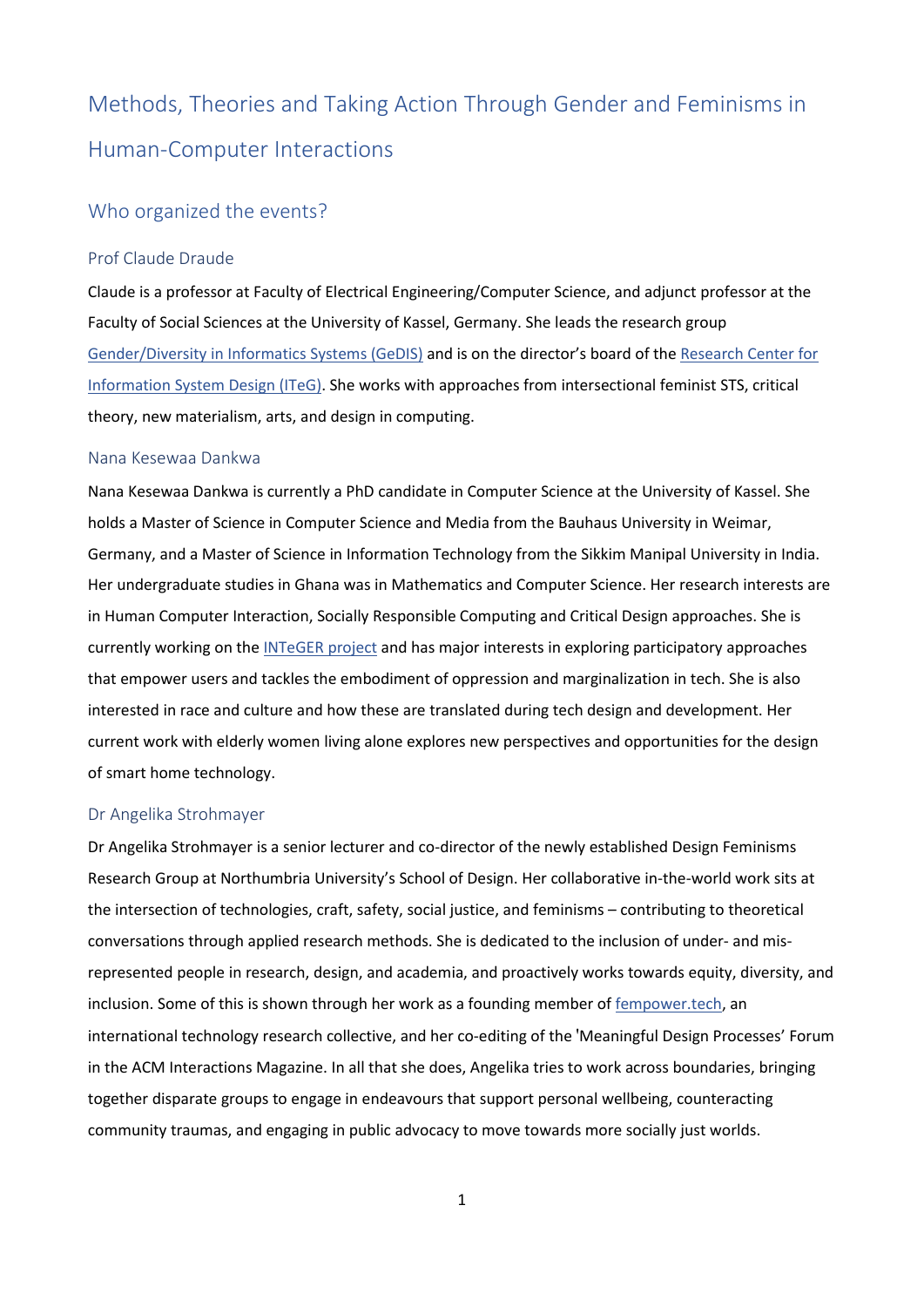# Methods, Theories and Taking Action Through Gender and Feminisms in Human-Computer Interactions

## Who organized the events?

### Prof Claude Draude

Claude is a professor at Faculty of Electrical Engineering/Computer Science, and adjunct professor at the Faculty of Social Sciences at the University of Kassel, Germany. She leads the research group [Gender/Diversity in Informatics Systems (GeDIS)] and is on the director's board of the [Research Center for Information System Design (ITeG)]. She works with approaches from intersectional feminist STS, critical theory, new materialism, arts, and design in computing.

### Nana Kesewaa Dankwa

Nana Kesewaa Dankwa is currently a PhD candidate in Computer Science at the University of Kassel. She holds a Master of Science in Computer Science and Media from the Bauhaus University in Weimar, Germany, and a Master of Science in Information Technology from the Sikkim Manipal University in India. Her undergraduate studies in Ghana was in Mathematics and Computer Science. Her research interests are in Human Computer Interaction, Socially Responsible Computing and Critical Design approaches. She is currently working on the [INTeGER project] and has major interests in exploring participatory approaches that empower users and tackles the embodiment of oppression and marginalization in tech. She is also interested in race and culture and how these are translated during tech design and development. Her current work with elderly women living alone explores new perspectives and opportunities for the design of smart home technology.

### Dr Angelika Strohmayer

Dr Angelika Strohmayer is a senior lecturer and co-director of the newly established Design Feminisms Research Group at Northumbria University's School of Design. Her collaborative in-the-world work sits at the intersection of technologies, craft, safety, social justice, and feminisms – contributing to theoretical conversations through applied research methods. She is dedicated to the inclusion of under- and mis-represented people in research, design, and academia, and proactively works towards equity, diversity, and inclusion. Some of this is shown through her work as a founding member of [fempower.tech], an international technology research collective, and her co-editing of the 'Meaningful Design Processes' Forum in the ACM Interactions Magazine. In all that she does, Angelika tries to work across boundaries, bringing together disparate groups to engage in endeavours that support personal wellbeing, counteracting community traumas, and engaging in public advocacy to move towards more socially just worlds.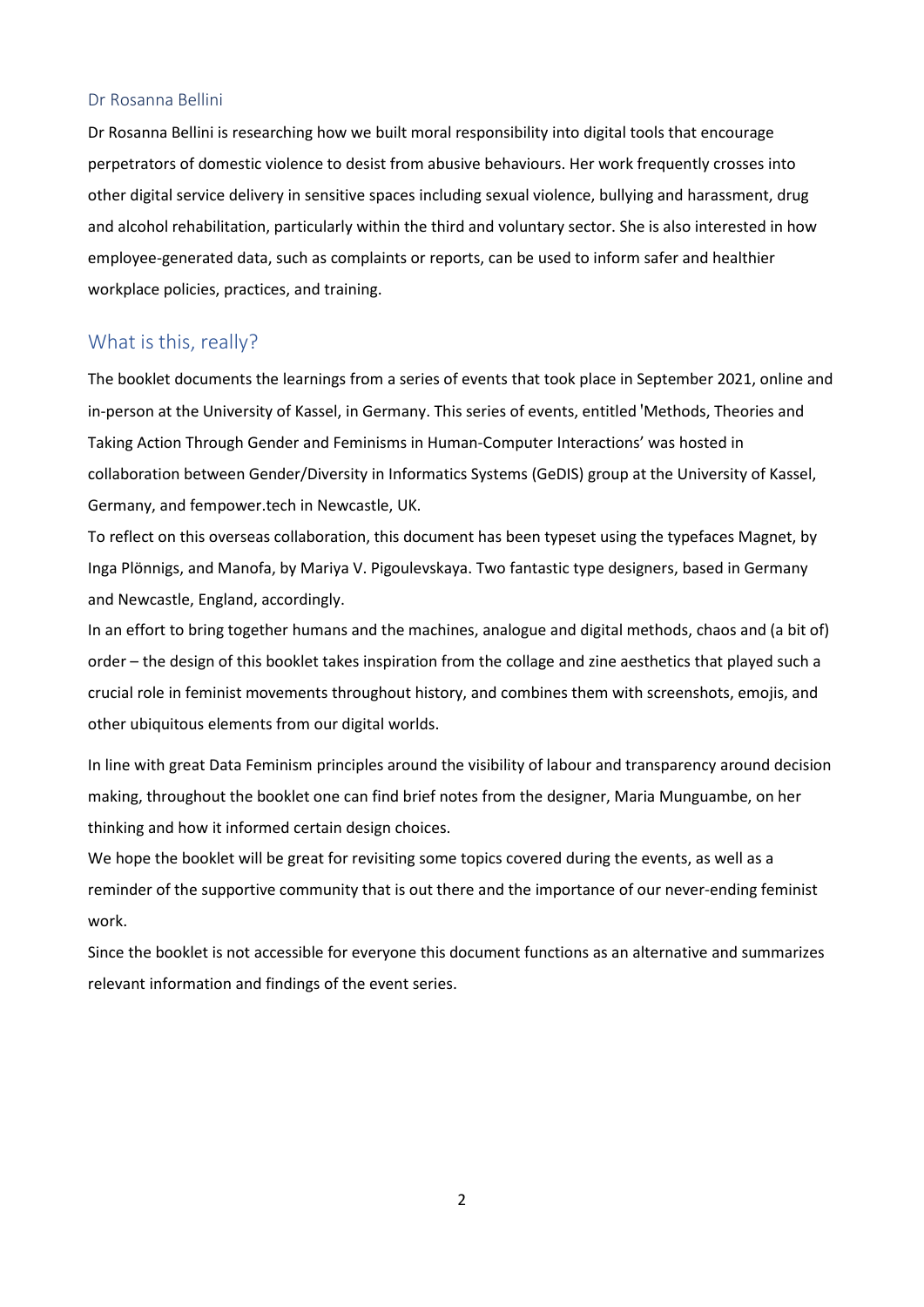### Dr Rosanna Bellini

Dr Rosanna Bellini is researching how we built moral responsibility into digital tools that encourage perpetrators of domestic violence to desist from abusive behaviours. Her work frequently crosses into other digital service delivery in sensitive spaces including sexual violence, bullying and harassment, drug and alcohol rehabilitation, particularly within the third and voluntary sector. She is also interested in how employee-generated data, such as complaints or reports, can be used to inform safer and healthier workplace policies, practices, and training.

## What is this, really?

The booklet documents the learnings from a series of events that took place in September 2021, online and in-person at the University of Kassel, in Germany. This series of events, entitled 'Methods, Theories and Taking Action Through Gender and Feminisms in Human-Computer Interactions' was hosted in collaboration between Gender/Diversity in Informatics Systems (GeDIS) group at the University of Kassel, Germany, and fempower.tech in Newcastle, UK.

To reflect on this overseas collaboration, this document has been typeset using the typefaces Magnet, by Inga Plönnigs, and Manofa, by Mariya V. Pigoulevskaya. Two fantastic type designers, based in Germany and Newcastle, England, accordingly.

In an effort to bring together humans and the machines, analogue and digital methods, chaos and (a bit of) order – the design of this booklet takes inspiration from the collage and zine aesthetics that played such a crucial role in feminist movements throughout history, and combines them with screenshots, emojis, and other ubiquitous elements from our digital worlds.

In line with great Data Feminism principles around the visibility of labour and transparency around decision making, throughout the booklet one can find brief notes from the designer, Maria Munguambe, on her thinking and how it informed certain design choices.

We hope the booklet will be great for revisiting some topics covered during the events, as well as a reminder of the supportive community that is out there and the importance of our never-ending feminist work.

Since the booklet is not accessible for everyone this document functions as an alternative and summarizes relevant information and findings of the event series.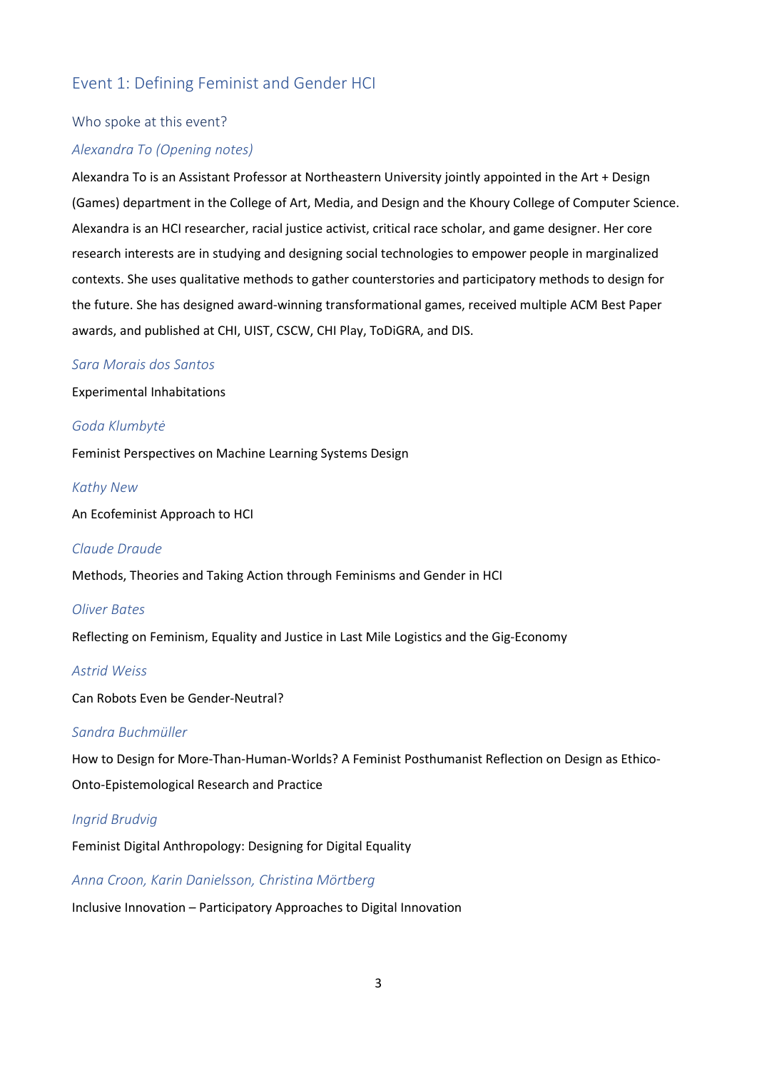## Event 1: Defining Feminist and Gender HCI

### Who spoke at this event?

#### *Alexandra To (Opening notes)*

Alexandra To is an Assistant Professor at Northeastern University jointly appointed in the Art + Design (Games) department in the College of Art, Media, and Design and the Khoury College of Computer Science. Alexandra is an HCI researcher, racial justice activist, critical race scholar, and game designer. Her core research interests are in studying and designing social technologies to empower people in marginalized contexts. She uses qualitative methods to gather counterstories and participatory methods to design for the future. She has designed award-winning transformational games, received multiple ACM Best Paper awards, and published at CHI, UIST, CSCW, CHI Play, ToDiGRA, and DIS.

#### *Sara Morais dos Santos*

Experimental Inhabitations

#### *Goda Klumbytė*

Feminist Perspectives on Machine Learning Systems Design

#### *Kathy New*

An Ecofeminist Approach to HCI

#### *Claude Draude*

Methods, Theories and Taking Action through Feminisms and Gender in HCI

#### *Oliver Bates*

Reflecting on Feminism, Equality and Justice in Last Mile Logistics and the Gig-Economy

#### *Astrid Weiss*

Can Robots Even be Gender-Neutral?

#### *Sandra Buchmüller*

How to Design for More-Than-Human-Worlds? A Feminist Posthumanist Reflection on Design as Ethico-Onto-Epistemological Research and Practice

#### *Ingrid Brudvig*

Feminist Digital Anthropology: Designing for Digital Equality

#### *Anna Croon, Karin Danielsson, Christina Mörtberg*

Inclusive Innovation – Participatory Approaches to Digital Innovation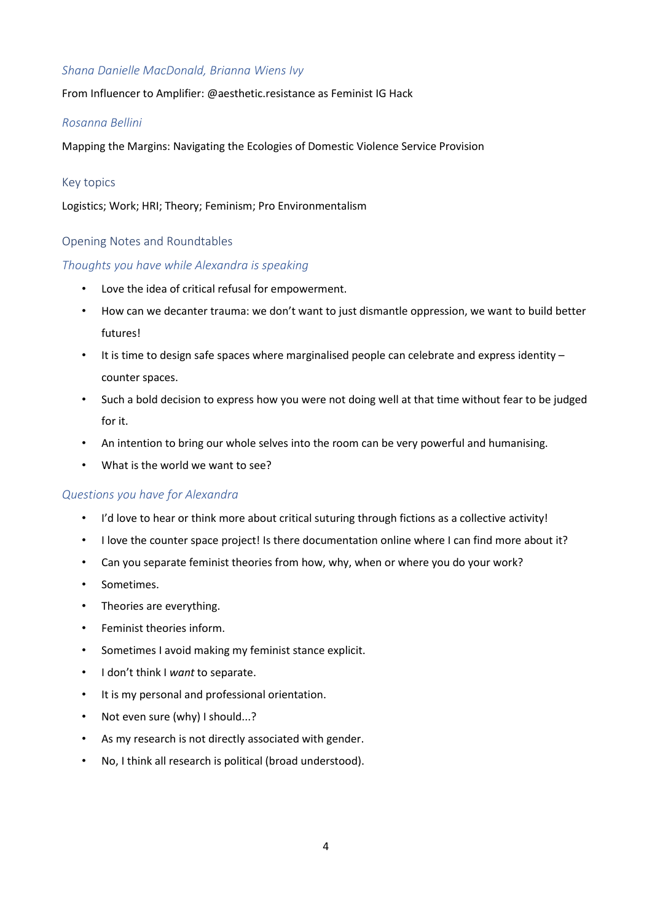*Shana Danielle MacDonald, Brianna Wiens Ivy*

From Influencer to Amplifier: @aesthetic.resistance as Feminist IG Hack

*Rosanna Bellini*

Mapping the Margins: Navigating the Ecologies of Domestic Violence Service Provision

### Key topics

Logistics; Work; HRI; Theory; Feminism; Pro Environmentalism

### Opening Notes and Roundtables

#### *Thoughts you have while Alexandra is speaking*

- Love the idea of critical refusal for empowerment.
- How can we decanter trauma: we don't want to just dismantle oppression, we want to build better futures!
- It is time to design safe spaces where marginalised people can celebrate and express identity – counter spaces.
- Such a bold decision to express how you were not doing well at that time without fear to be judged for it.
- An intention to bring our whole selves into the room can be very powerful and humanising.
- What is the world we want to see?

#### *Questions you have for Alexandra*

- I'd love to hear or think more about critical suturing through fictions as a collective activity!
- I love the counter space project! Is there documentation online where I can find more about it?
- Can you separate feminist theories from how, why, when or where you do your work?
- Sometimes.
- Theories are everything.
- Feminist theories inform.
- Sometimes I avoid making my feminist stance explicit.
- I don't think I *want* to separate.
- It is my personal and professional orientation.
- Not even sure (why) I should...?
- As my research is not directly associated with gender.
- No, I think all research is political (broad understood).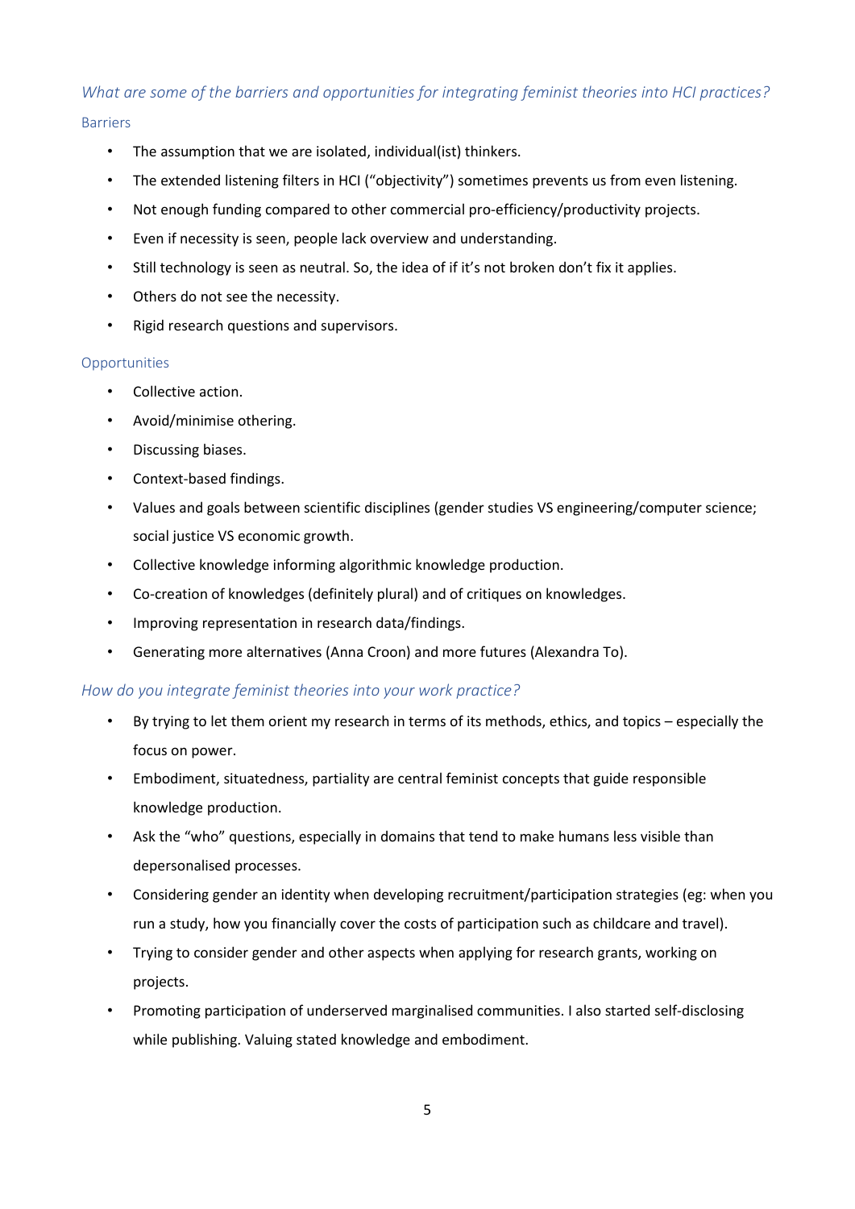### *What are some of the barriers and opportunities for integrating feminist theories into HCI practices?*

#### Barriers

- The assumption that we are isolated, individual(ist) thinkers.
- The extended listening filters in HCI ("objectivity") sometimes prevents us from even listening.
- Not enough funding compared to other commercial pro-efficiency/productivity projects.
- Even if necessity is seen, people lack overview and understanding.
- Still technology is seen as neutral. So, the idea of if it's not broken don't fix it applies.
- Others do not see the necessity.
- Rigid research questions and supervisors.

#### Opportunities

- Collective action.
- Avoid/minimise othering.
- Discussing biases.
- Context-based findings.
- Values and goals between scientific disciplines (gender studies VS engineering/computer science; social justice VS economic growth.
- Collective knowledge informing algorithmic knowledge production.
- Co-creation of knowledges (definitely plural) and of critiques on knowledges.
- Improving representation in research data/findings.
- Generating more alternatives (Anna Croon) and more futures (Alexandra To).

### *How do you integrate feminist theories into your work practice?*

- By trying to let them orient my research in terms of its methods, ethics, and topics – especially the focus on power.
- Embodiment, situatedness, partiality are central feminist concepts that guide responsible knowledge production.
- Ask the "who" questions, especially in domains that tend to make humans less visible than depersonalised processes.
- Considering gender an identity when developing recruitment/participation strategies (eg: when you run a study, how you financially cover the costs of participation such as childcare and travel).
- Trying to consider gender and other aspects when applying for research grants, working on projects.
- Promoting participation of underserved marginalised communities. I also started self-disclosing while publishing. Valuing stated knowledge and embodiment.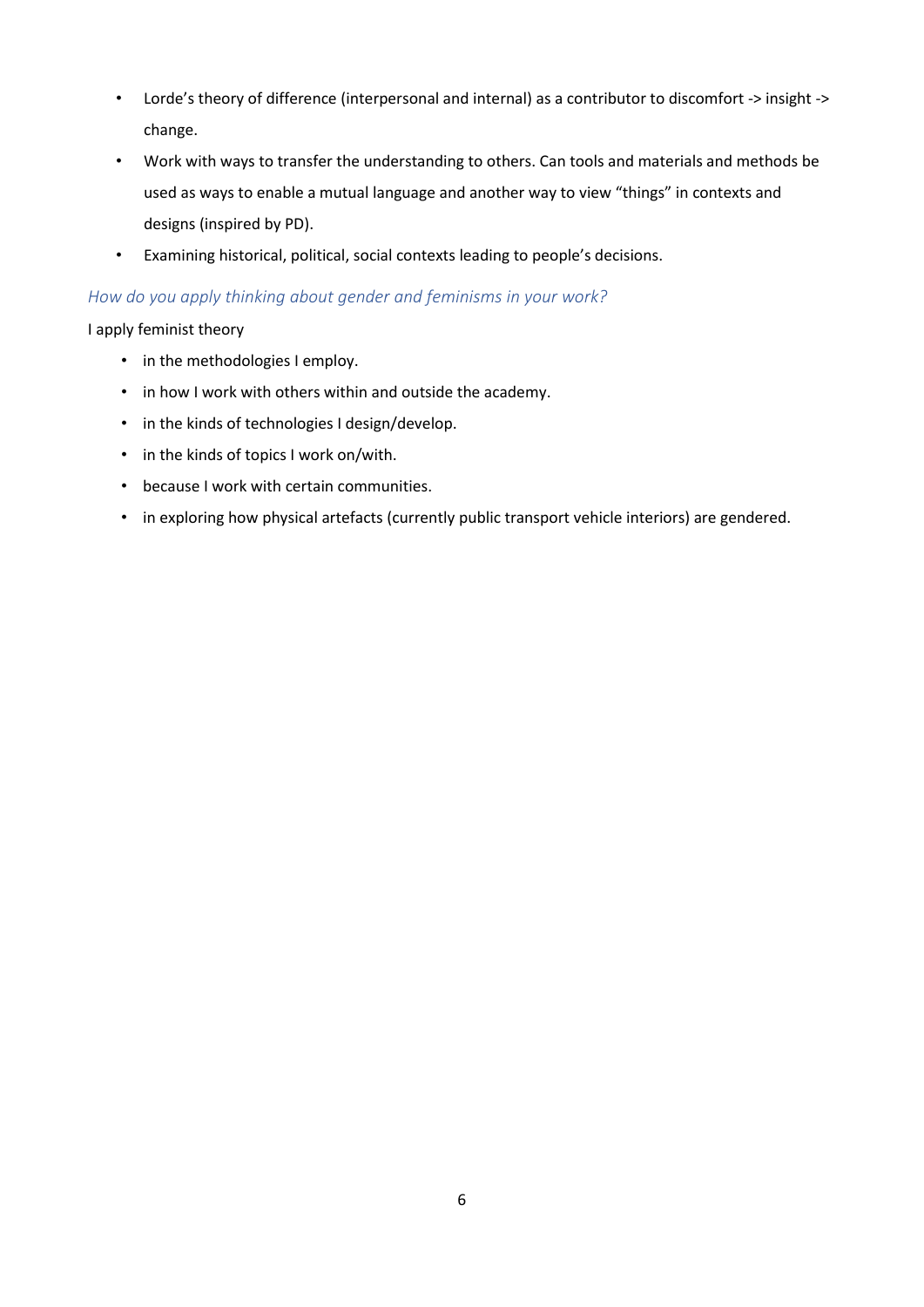- Lorde's theory of difference (interpersonal and internal) as a contributor to discomfort -> insight -> change.
- Work with ways to transfer the understanding to others. Can tools and materials and methods be used as ways to enable a mutual language and another way to view "things" in contexts and designs (inspired by PD).
- Examining historical, political, social contexts leading to people's decisions.

### *How do you apply thinking about gender and feminisms in your work?*

I apply feminist theory

- in the methodologies I employ.
- in how I work with others within and outside the academy.
- in the kinds of technologies I design/develop.
- in the kinds of topics I work on/with.
- because I work with certain communities.
- in exploring how physical artefacts (currently public transport vehicle interiors) are gendered.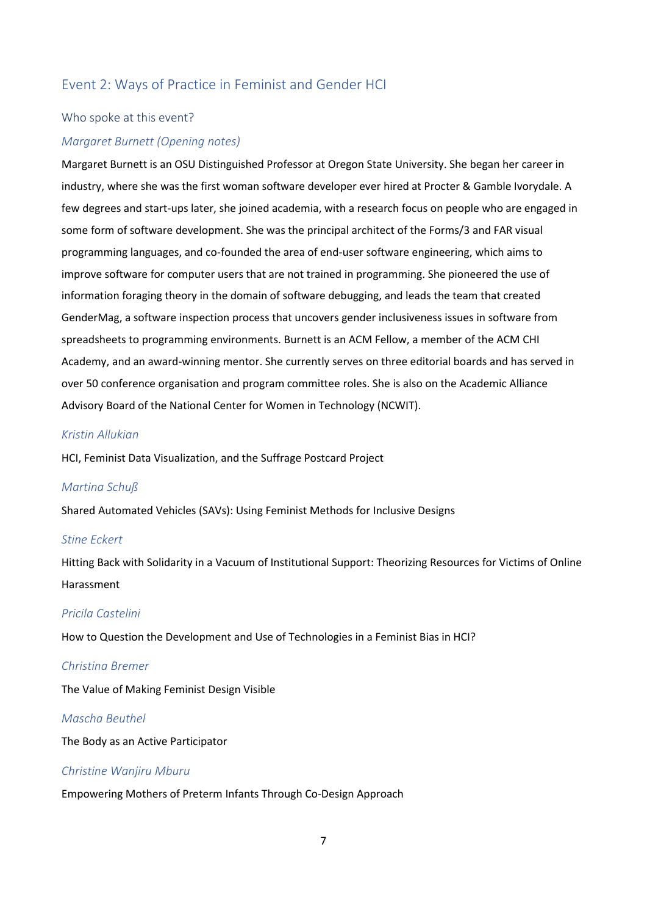## Event 2: Ways of Practice in Feminist and Gender HCI

### Who spoke at this event?

#### *Margaret Burnett (Opening notes)*

Margaret Burnett is an OSU Distinguished Professor at Oregon State University. She began her career in industry, where she was the first woman software developer ever hired at Procter & Gamble Ivorydale. A few degrees and start-ups later, she joined academia, with a research focus on people who are engaged in some form of software development. She was the principal architect of the Forms/3 and FAR visual programming languages, and co-founded the area of end-user software engineering, which aims to improve software for computer users that are not trained in programming. She pioneered the use of information foraging theory in the domain of software debugging, and leads the team that created GenderMag, a software inspection process that uncovers gender inclusiveness issues in software from spreadsheets to programming environments. Burnett is an ACM Fellow, a member of the ACM CHI Academy, and an award-winning mentor. She currently serves on three editorial boards and has served in over 50 conference organisation and program committee roles. She is also on the Academic Alliance Advisory Board of the National Center for Women in Technology (NCWIT).

#### *Kristin Allukian*

HCI, Feminist Data Visualization, and the Suffrage Postcard Project

#### *Martina Schuß*

Shared Automated Vehicles (SAVs): Using Feminist Methods for Inclusive Designs

#### *Stine Eckert*

Hitting Back with Solidarity in a Vacuum of Institutional Support: Theorizing Resources for Victims of Online Harassment

#### *Pricila Castelini*

How to Question the Development and Use of Technologies in a Feminist Bias in HCI?

#### *Christina Bremer*

The Value of Making Feminist Design Visible

#### *Mascha Beuthel*

The Body as an Active Participator

#### *Christine Wanjiru Mburu*

Empowering Mothers of Preterm Infants Through Co-Design Approach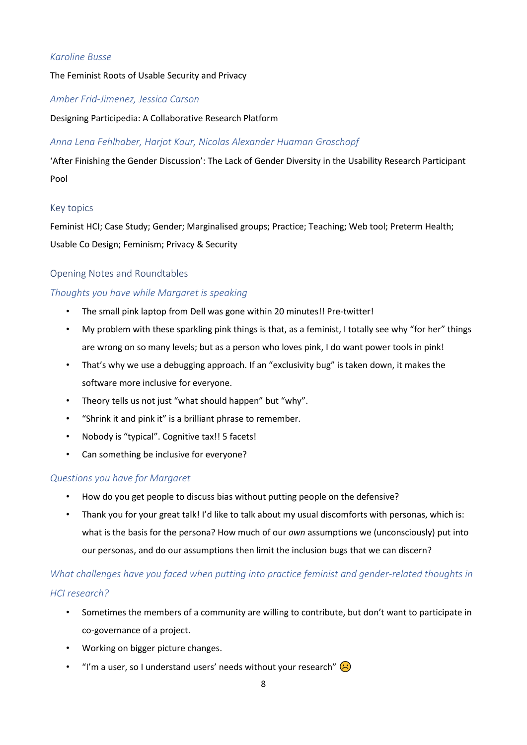*Karoline Busse*

The Feminist Roots of Usable Security and Privacy

*Amber Frid-Jimenez, Jessica Carson*

Designing Participedia: A Collaborative Research Platform

*Anna Lena Fehlhaber, Harjot Kaur, Nicolas Alexander Huaman Groschopf*

'After Finishing the Gender Discussion': The Lack of Gender Diversity in the Usability Research Participant Pool

## Key topics

Feminist HCI; Case Study; Gender; Marginalised groups; Practice; Teaching; Web tool; Preterm Health; Usable Co Design; Feminism; Privacy & Security

## Opening Notes and Roundtables

### *Thoughts you have while Margaret is speaking*

- The small pink laptop from Dell was gone within 20 minutes!! Pre-twitter!
- My problem with these sparkling pink things is that, as a feminist, I totally see why "for her" things are wrong on so many levels; but as a person who loves pink, I do want power tools in pink!
- That's why we use a debugging approach. If an "exclusivity bug" is taken down, it makes the software more inclusive for everyone.
- Theory tells us not just "what should happen" but "why".
- "Shrink it and pink it" is a brilliant phrase to remember.
- Nobody is "typical". Cognitive tax!! 5 facets!
- Can something be inclusive for everyone?

### *Questions you have for Margaret*

- How do you get people to discuss bias without putting people on the defensive?
- Thank you for your great talk! I'd like to talk about my usual discomforts with personas, which is: what is the basis for the persona? How much of our *own* assumptions we (unconsciously) put into our personas, and do our assumptions then limit the inclusion bugs that we can discern?

### *What challenges have you faced when putting into practice feminist and gender-related thoughts in HCI research?*

- Sometimes the members of a community are willing to contribute, but don't want to participate in co-governance of a project.
- Working on bigger picture changes.
- "I'm a user, so I understand users' needs without your research" ☹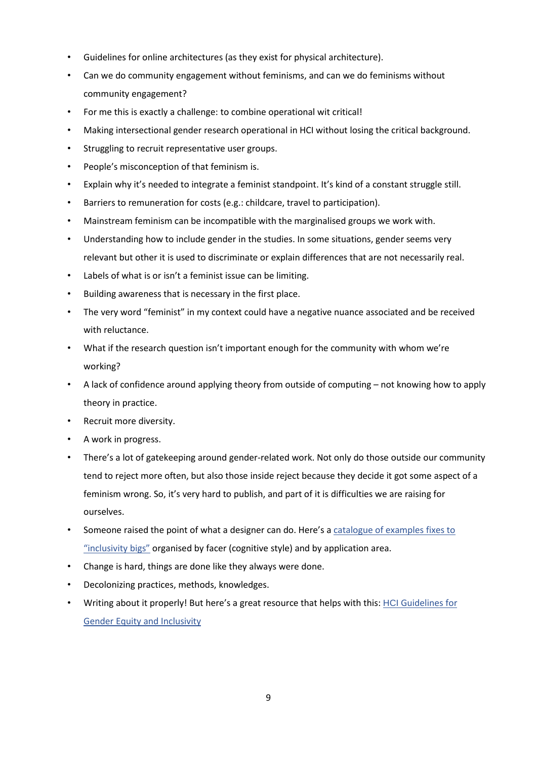- Guidelines for online architectures (as they exist for physical architecture).
- Can we do community engagement without feminisms, and can we do feminisms without community engagement?
- For me this is exactly a challenge: to combine operational wit critical!
- Making intersectional gender research operational in HCI without losing the critical background.
- Struggling to recruit representative user groups.
- People's misconception of that feminism is.
- Explain why it's needed to integrate a feminist standpoint. It's kind of a constant struggle still.
- Barriers to remuneration for costs (e.g.: childcare, travel to participation).
- Mainstream feminism can be incompatible with the marginalised groups we work with.
- Understanding how to include gender in the studies. In some situations, gender seems very relevant but other it is used to discriminate or explain differences that are not necessarily real.
- Labels of what is or isn't a feminist issue can be limiting.
- Building awareness that is necessary in the first place.
- The very word "feminist" in my context could have a negative nuance associated and be received with reluctance.
- What if the research question isn't important enough for the community with whom we're working?
- A lack of confidence around applying theory from outside of computing – not knowing how to apply theory in practice.
- Recruit more diversity.
- A work in progress.
- There's a lot of gatekeeping around gender-related work. Not only do those outside our community tend to reject more often, but also those inside reject because they decide it got some aspect of a feminism wrong. So, it's very hard to publish, and part of it is difficulties we are raising for ourselves.
- Someone raised the point of what a designer can do. Here's a catalogue of examples fixes to "inclusivity bigs" organised by facer (cognitive style) and by application area.
- Change is hard, things are done like they always were done.
- Decolonizing practices, methods, knowledges.
- Writing about it properly! But here's a great resource that helps with this: HCI Guidelines for Gender Equity and Inclusivity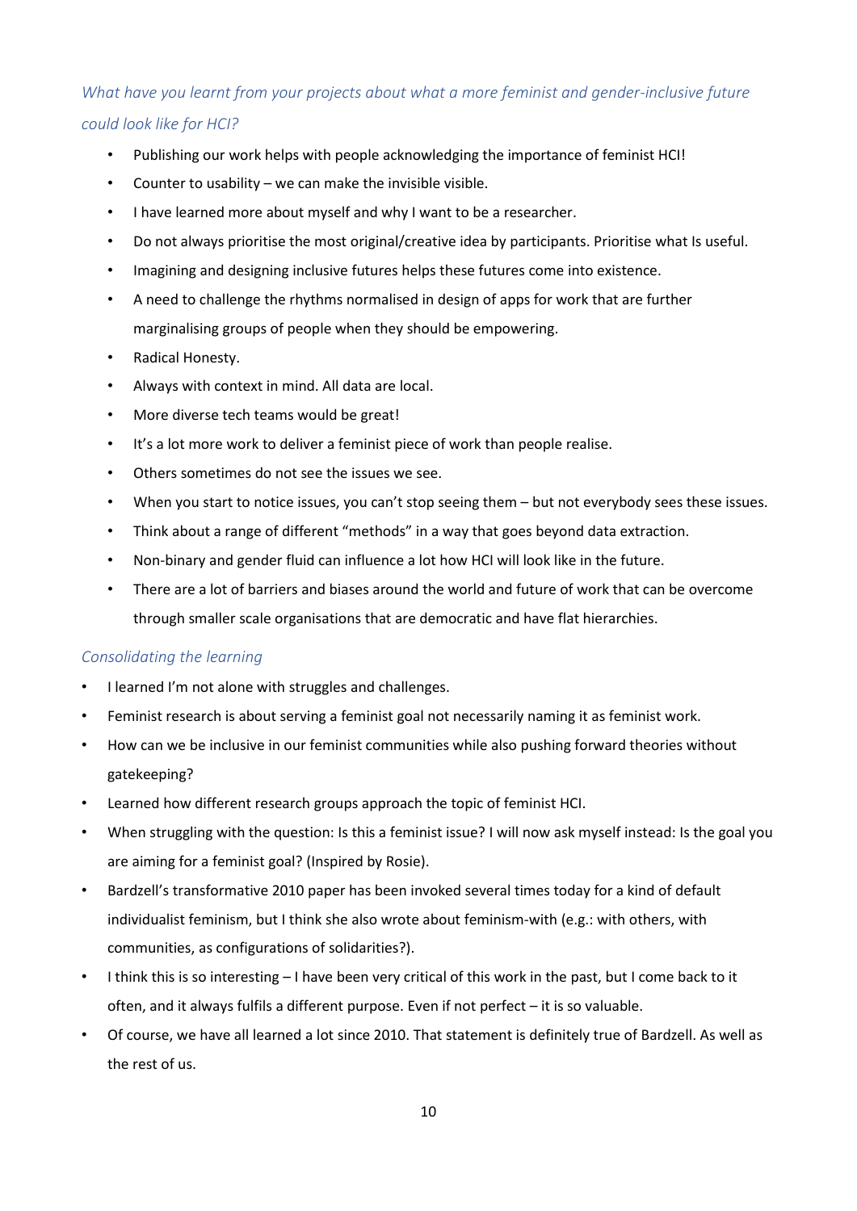*What have you learnt from your projects about what a more feminist and gender-inclusive future could look like for HCI?*

- Publishing our work helps with people acknowledging the importance of feminist HCI!
- Counter to usability – we can make the invisible visible.
- I have learned more about myself and why I want to be a researcher.
- Do not always prioritise the most original/creative idea by participants. Prioritise what Is useful.
- Imagining and designing inclusive futures helps these futures come into existence.
- A need to challenge the rhythms normalised in design of apps for work that are further marginalising groups of people when they should be empowering.
- Radical Honesty.
- Always with context in mind. All data are local.
- More diverse tech teams would be great!
- It's a lot more work to deliver a feminist piece of work than people realise.
- Others sometimes do not see the issues we see.
- When you start to notice issues, you can't stop seeing them – but not everybody sees these issues.
- Think about a range of different "methods" in a way that goes beyond data extraction.
- Non-binary and gender fluid can influence a lot how HCI will look like in the future.
- There are a lot of barriers and biases around the world and future of work that can be overcome through smaller scale organisations that are democratic and have flat hierarchies.

*Consolidating the learning*

- I learned I'm not alone with struggles and challenges.
- Feminist research is about serving a feminist goal not necessarily naming it as feminist work.
- How can we be inclusive in our feminist communities while also pushing forward theories without gatekeeping?
- Learned how different research groups approach the topic of feminist HCI.
- When struggling with the question: Is this a feminist issue? I will now ask myself instead: Is the goal you are aiming for a feminist goal? (Inspired by Rosie).
- Bardzell's transformative 2010 paper has been invoked several times today for a kind of default individualist feminism, but I think she also wrote about feminism-with (e.g.: with others, with communities, as configurations of solidarities?).
- I think this is so interesting – I have been very critical of this work in the past, but I come back to it often, and it always fulfils a different purpose. Even if not perfect – it is so valuable.
- Of course, we have all learned a lot since 2010. That statement is definitely true of Bardzell. As well as the rest of us.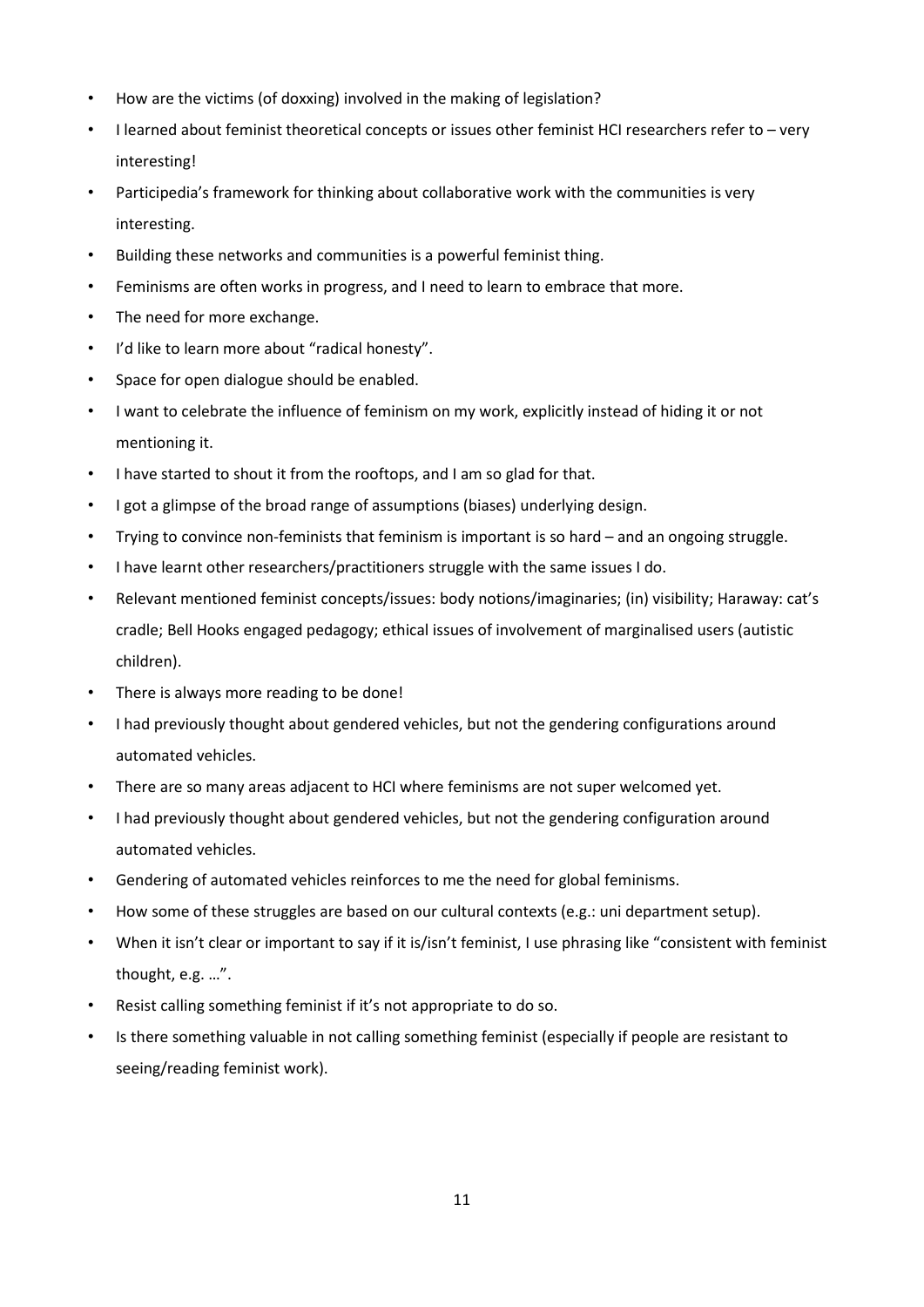- How are the victims (of doxxing) involved in the making of legislation?
- I learned about feminist theoretical concepts or issues other feminist HCI researchers refer to – very interesting!
- Participedia's framework for thinking about collaborative work with the communities is very interesting.
- Building these networks and communities is a powerful feminist thing.
- Feminisms are often works in progress, and I need to learn to embrace that more.
- The need for more exchange.
- I'd like to learn more about "radical honesty".
- Space for open dialogue should be enabled.
- I want to celebrate the influence of feminism on my work, explicitly instead of hiding it or not mentioning it.
- I have started to shout it from the rooftops, and I am so glad for that.
- I got a glimpse of the broad range of assumptions (biases) underlying design.
- Trying to convince non-feminists that feminism is important is so hard – and an ongoing struggle.
- I have learnt other researchers/practitioners struggle with the same issues I do.
- Relevant mentioned feminist concepts/issues: body notions/imaginaries; (in) visibility; Haraway: cat's cradle; Bell Hooks engaged pedagogy; ethical issues of involvement of marginalised users (autistic children).
- There is always more reading to be done!
- I had previously thought about gendered vehicles, but not the gendering configurations around automated vehicles.
- There are so many areas adjacent to HCI where feminisms are not super welcomed yet.
- I had previously thought about gendered vehicles, but not the gendering configuration around automated vehicles.
- Gendering of automated vehicles reinforces to me the need for global feminisms.
- How some of these struggles are based on our cultural contexts (e.g.: uni department setup).
- When it isn't clear or important to say if it is/isn't feminist, I use phrasing like "consistent with feminist thought, e.g. …".
- Resist calling something feminist if it's not appropriate to do so.
- Is there something valuable in not calling something feminist (especially if people are resistant to seeing/reading feminist work).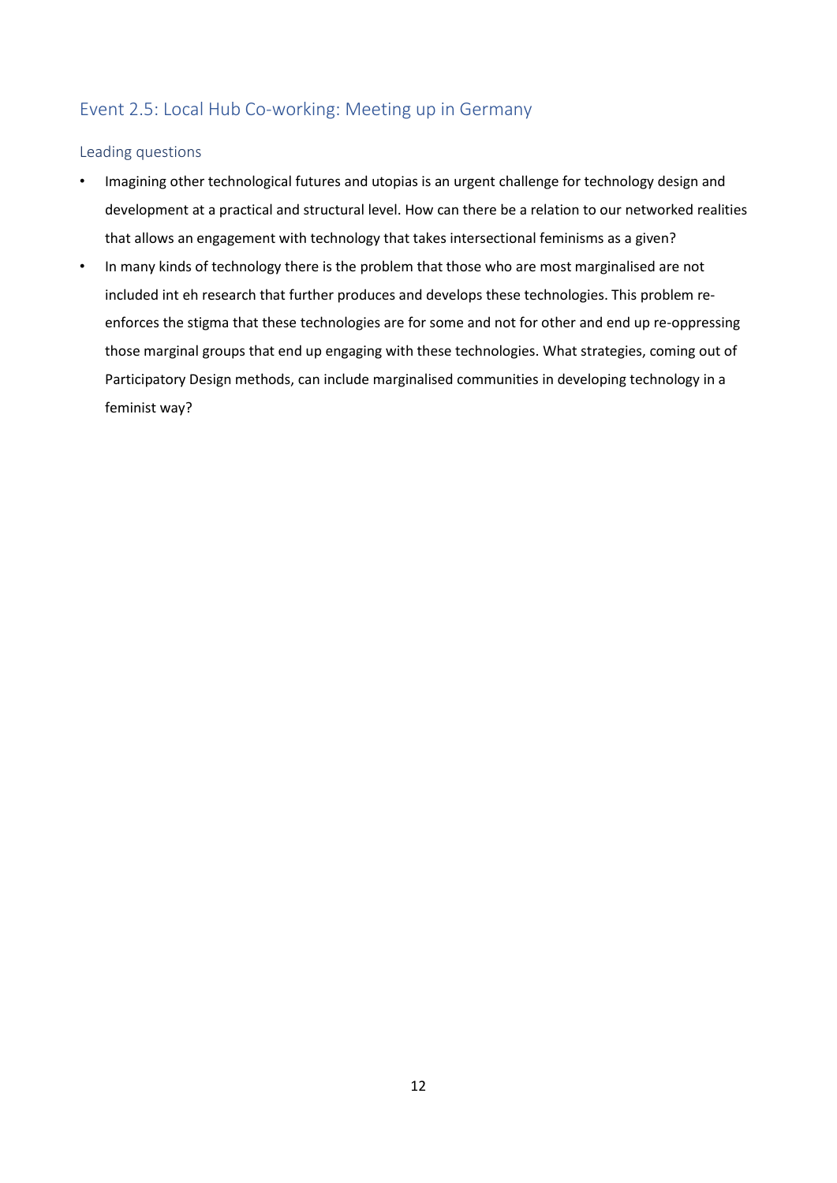## Event 2.5: Local Hub Co-working: Meeting up in Germany

### Leading questions

- Imagining other technological futures and utopias is an urgent challenge for technology design and development at a practical and structural level. How can there be a relation to our networked realities that allows an engagement with technology that takes intersectional feminisms as a given?
- In many kinds of technology there is the problem that those who are most marginalised are not included int eh research that further produces and develops these technologies. This problem re-enforces the stigma that these technologies are for some and not for other and end up re-oppressing those marginal groups that end up engaging with these technologies. What strategies, coming out of Participatory Design methods, can include marginalised communities in developing technology in a feminist way?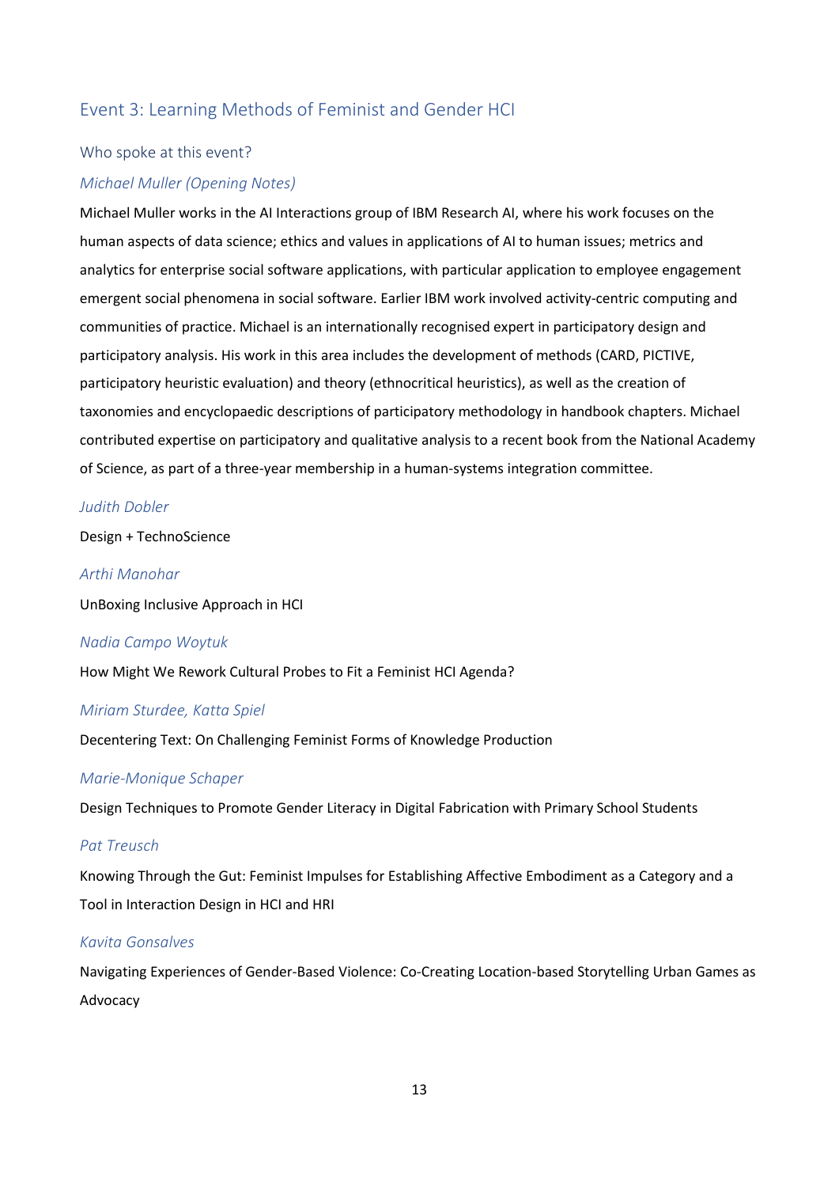## Event 3: Learning Methods of Feminist and Gender HCI

### Who spoke at this event?

#### *Michael Muller (Opening Notes)*

Michael Muller works in the AI Interactions group of IBM Research AI, where his work focuses on the human aspects of data science; ethics and values in applications of AI to human issues; metrics and analytics for enterprise social software applications, with particular application to employee engagement emergent social phenomena in social software. Earlier IBM work involved activity-centric computing and communities of practice. Michael is an internationally recognised expert in participatory design and participatory analysis. His work in this area includes the development of methods (CARD, PICTIVE, participatory heuristic evaluation) and theory (ethnocritical heuristics), as well as the creation of taxonomies and encyclopaedic descriptions of participatory methodology in handbook chapters. Michael contributed expertise on participatory and qualitative analysis to a recent book from the National Academy of Science, as part of a three-year membership in a human-systems integration committee.

#### *Judith Dobler*

Design + TechnoScience

#### *Arthi Manohar*

UnBoxing Inclusive Approach in HCI

#### *Nadia Campo Woytuk*

How Might We Rework Cultural Probes to Fit a Feminist HCI Agenda?

#### *Miriam Sturdee, Katta Spiel*

Decentering Text: On Challenging Feminist Forms of Knowledge Production

#### *Marie-Monique Schaper*

Design Techniques to Promote Gender Literacy in Digital Fabrication with Primary School Students

#### *Pat Treusch*

Knowing Through the Gut: Feminist Impulses for Establishing Affective Embodiment as a Category and a Tool in Interaction Design in HCI and HRI

#### *Kavita Gonsalves*

Navigating Experiences of Gender-Based Violence: Co-Creating Location-based Storytelling Urban Games as Advocacy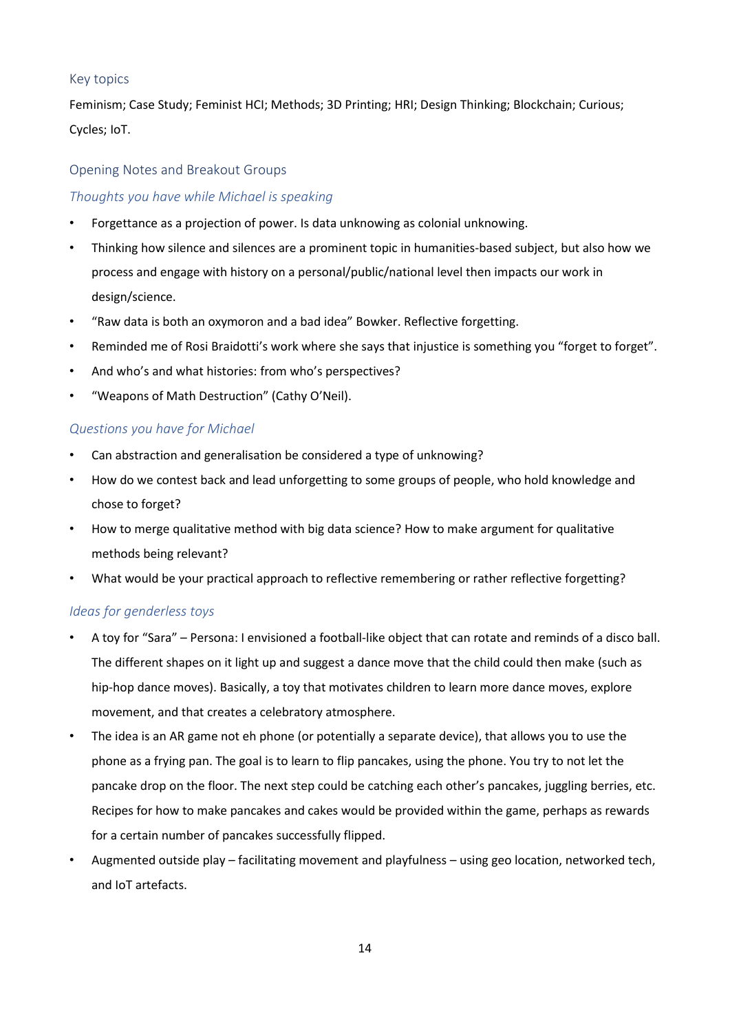## Key topics

Feminism; Case Study; Feminist HCI; Methods; 3D Printing; HRI; Design Thinking; Blockchain; Curious; Cycles; IoT.

## Opening Notes and Breakout Groups

### *Thoughts you have while Michael is speaking*

- Forgettance as a projection of power. Is data unknowing as colonial unknowing.
- Thinking how silence and silences are a prominent topic in humanities-based subject, but also how we process and engage with history on a personal/public/national level then impacts our work in design/science.
- "Raw data is both an oxymoron and a bad idea" Bowker. Reflective forgetting.
- Reminded me of Rosi Braidotti's work where she says that injustice is something you "forget to forget".
- And who's and what histories: from who's perspectives?
- "Weapons of Math Destruction" (Cathy O'Neil).

### *Questions you have for Michael*

- Can abstraction and generalisation be considered a type of unknowing?
- How do we contest back and lead unforgetting to some groups of people, who hold knowledge and chose to forget?
- How to merge qualitative method with big data science? How to make argument for qualitative methods being relevant?
- What would be your practical approach to reflective remembering or rather reflective forgetting?

### *Ideas for genderless toys*

- A toy for "Sara" – Persona: I envisioned a football-like object that can rotate and reminds of a disco ball. The different shapes on it light up and suggest a dance move that the child could then make (such as hip-hop dance moves). Basically, a toy that motivates children to learn more dance moves, explore movement, and that creates a celebratory atmosphere.
- The idea is an AR game not eh phone (or potentially a separate device), that allows you to use the phone as a frying pan. The goal is to learn to flip pancakes, using the phone. You try to not let the pancake drop on the floor. The next step could be catching each other's pancakes, juggling berries, etc. Recipes for how to make pancakes and cakes would be provided within the game, perhaps as rewards for a certain number of pancakes successfully flipped.
- Augmented outside play – facilitating movement and playfulness – using geo location, networked tech, and IoT artefacts.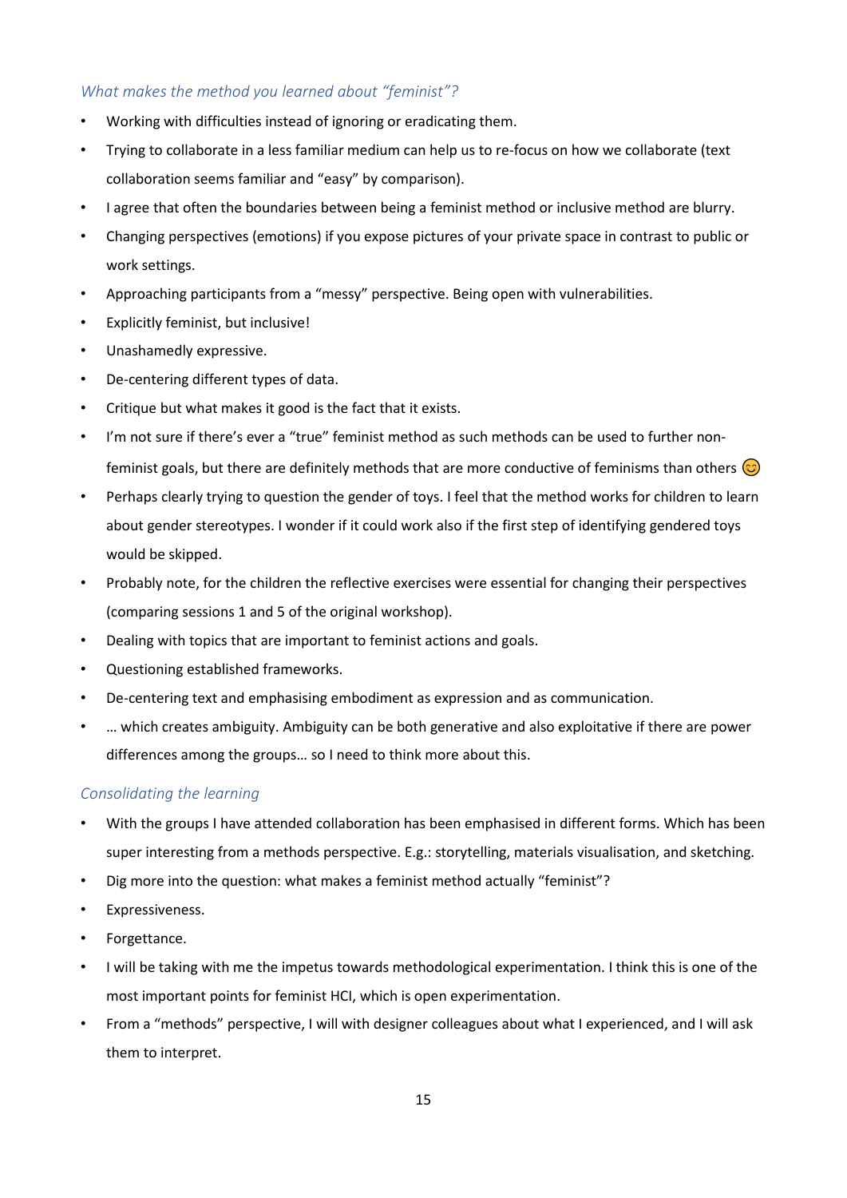### *What makes the method you learned about "feminist"?*

- Working with difficulties instead of ignoring or eradicating them.
- Trying to collaborate in a less familiar medium can help us to re-focus on how we collaborate (text collaboration seems familiar and "easy" by comparison).
- I agree that often the boundaries between being a feminist method or inclusive method are blurry.
- Changing perspectives (emotions) if you expose pictures of your private space in contrast to public or work settings.
- Approaching participants from a "messy" perspective. Being open with vulnerabilities.
- Explicitly feminist, but inclusive!
- Unashamedly expressive.
- De-centering different types of data.
- Critique but what makes it good is the fact that it exists.
- I'm not sure if there's ever a "true" feminist method as such methods can be used to further non-feminist goals, but there are definitely methods that are more conductive of feminisms than others 😊
- Perhaps clearly trying to question the gender of toys. I feel that the method works for children to learn about gender stereotypes. I wonder if it could work also if the first step of identifying gendered toys would be skipped.
- Probably note, for the children the reflective exercises were essential for changing their perspectives (comparing sessions 1 and 5 of the original workshop).
- Dealing with topics that are important to feminist actions and goals.
- Questioning established frameworks.
- De-centering text and emphasising embodiment as expression and as communication.
- … which creates ambiguity. Ambiguity can be both generative and also exploitative if there are power differences among the groups… so I need to think more about this.

### *Consolidating the learning*

- With the groups I have attended collaboration has been emphasised in different forms. Which has been super interesting from a methods perspective. E.g.: storytelling, materials visualisation, and sketching.
- Dig more into the question: what makes a feminist method actually "feminist"?
- Expressiveness.
- Forgettance.
- I will be taking with me the impetus towards methodological experimentation. I think this is one of the most important points for feminist HCI, which is open experimentation.
- From a "methods" perspective, I will with designer colleagues about what I experienced, and I will ask them to interpret.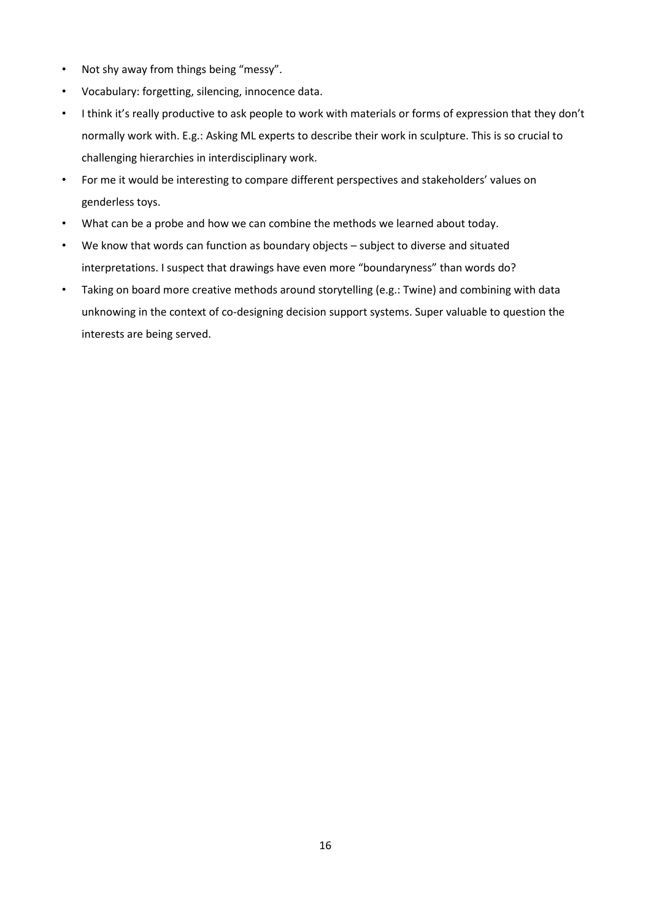- Not shy away from things being "messy".
- Vocabulary: forgetting, silencing, innocence data.
- I think it's really productive to ask people to work with materials or forms of expression that they don't normally work with. E.g.: Asking ML experts to describe their work in sculpture. This is so crucial to challenging hierarchies in interdisciplinary work.
- For me it would be interesting to compare different perspectives and stakeholders' values on genderless toys.
- What can be a probe and how we can combine the methods we learned about today.
- We know that words can function as boundary objects – subject to diverse and situated interpretations. I suspect that drawings have even more "boundaryness" than words do?
- Taking on board more creative methods around storytelling (e.g.: Twine) and combining with data unknowing in the context of co-designing decision support systems. Super valuable to question the interests are being served.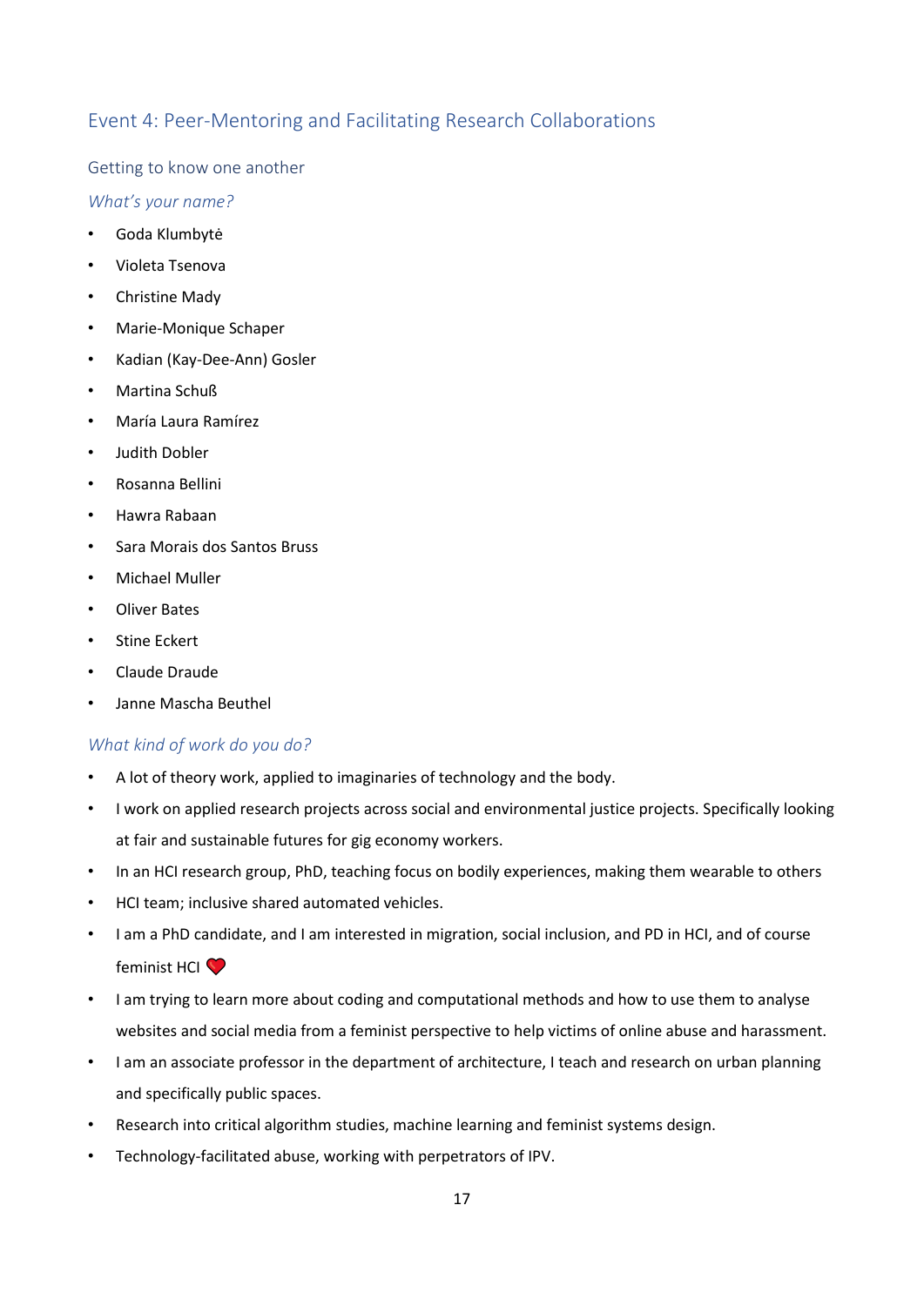## Event 4: Peer-Mentoring and Facilitating Research Collaborations

### Getting to know one another

#### *What's your name?*

- Goda Klumbytė
- Violeta Tsenova
- Christine Mady
- Marie-Monique Schaper
- Kadian (Kay-Dee-Ann) Gosler
- Martina Schuß
- María Laura Ramírez
- Judith Dobler
- Rosanna Bellini
- Hawra Rabaan
- Sara Morais dos Santos Bruss
- Michael Muller
- Oliver Bates
- Stine Eckert
- Claude Draude
- Janne Mascha Beuthel

#### *What kind of work do you do?*

- A lot of theory work, applied to imaginaries of technology and the body.
- I work on applied research projects across social and environmental justice projects. Specifically looking at fair and sustainable futures for gig economy workers.
- In an HCI research group, PhD, teaching focus on bodily experiences, making them wearable to others
- HCI team; inclusive shared automated vehicles.
- I am a PhD candidate, and I am interested in migration, social inclusion, and PD in HCI, and of course feminist HCI ❤️
- I am trying to learn more about coding and computational methods and how to use them to analyse websites and social media from a feminist perspective to help victims of online abuse and harassment.
- I am an associate professor in the department of architecture, I teach and research on urban planning and specifically public spaces.
- Research into critical algorithm studies, machine learning and feminist systems design.
- Technology-facilitated abuse, working with perpetrators of IPV.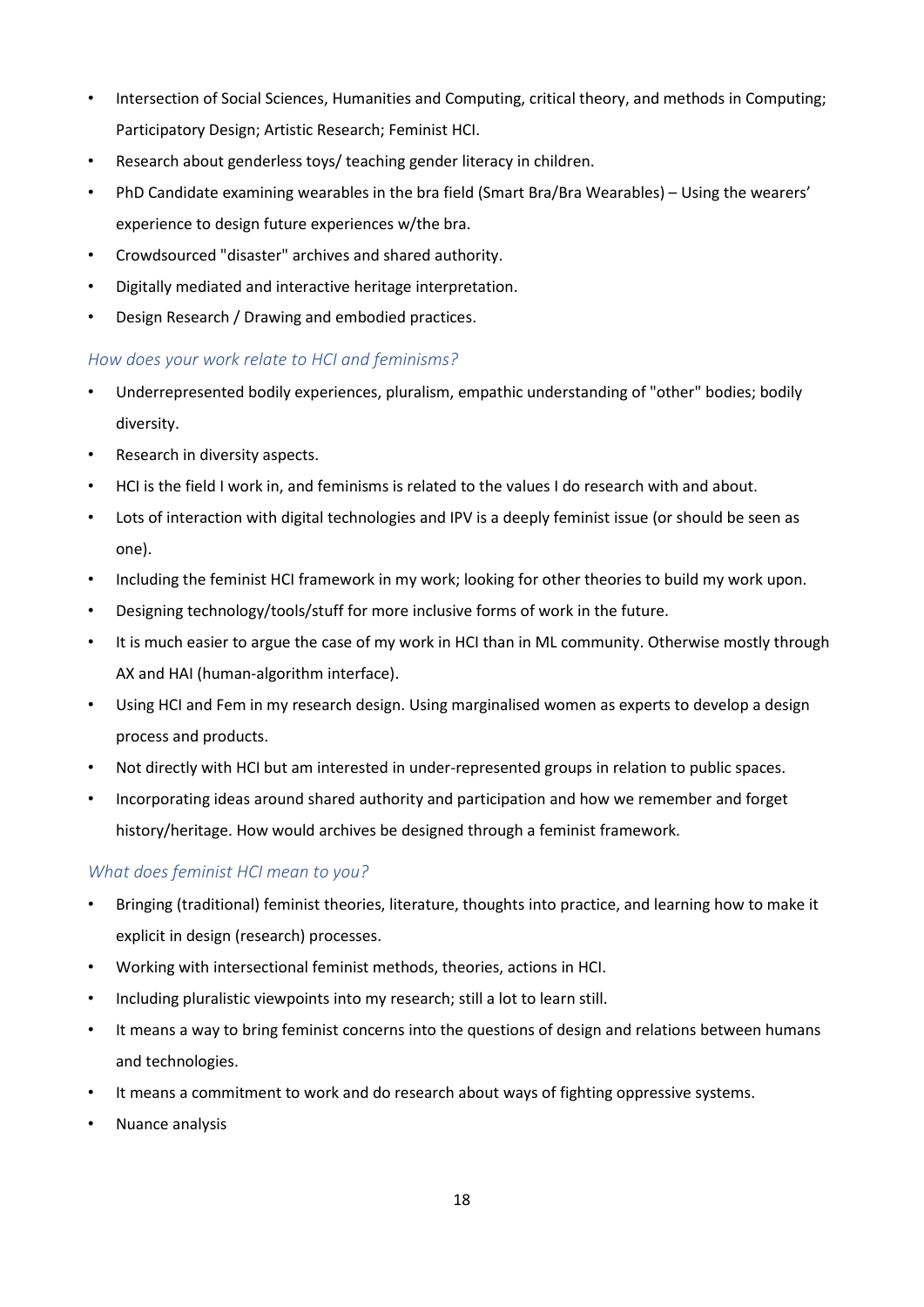- Intersection of Social Sciences, Humanities and Computing, critical theory, and methods in Computing; Participatory Design; Artistic Research; Feminist HCI.
- Research about genderless toys/ teaching gender literacy in children.
- PhD Candidate examining wearables in the bra field (Smart Bra/Bra Wearables) – Using the wearers' experience to design future experiences w/the bra.
- Crowdsourced "disaster" archives and shared authority.
- Digitally mediated and interactive heritage interpretation.
- Design Research / Drawing and embodied practices.

### *How does your work relate to HCI and feminisms?*

- Underrepresented bodily experiences, pluralism, empathic understanding of "other" bodies; bodily diversity.
- Research in diversity aspects.
- HCI is the field I work in, and feminisms is related to the values I do research with and about.
- Lots of interaction with digital technologies and IPV is a deeply feminist issue (or should be seen as one).
- Including the feminist HCI framework in my work; looking for other theories to build my work upon.
- Designing technology/tools/stuff for more inclusive forms of work in the future.
- It is much easier to argue the case of my work in HCI than in ML community. Otherwise mostly through AX and HAI (human-algorithm interface).
- Using HCI and Fem in my research design. Using marginalised women as experts to develop a design process and products.
- Not directly with HCI but am interested in under-represented groups in relation to public spaces.
- Incorporating ideas around shared authority and participation and how we remember and forget history/heritage. How would archives be designed through a feminist framework.

### *What does feminist HCI mean to you?*

- Bringing (traditional) feminist theories, literature, thoughts into practice, and learning how to make it explicit in design (research) processes.
- Working with intersectional feminist methods, theories, actions in HCI.
- Including pluralistic viewpoints into my research; still a lot to learn still.
- It means a way to bring feminist concerns into the questions of design and relations between humans and technologies.
- It means a commitment to work and do research about ways of fighting oppressive systems.
- Nuance analysis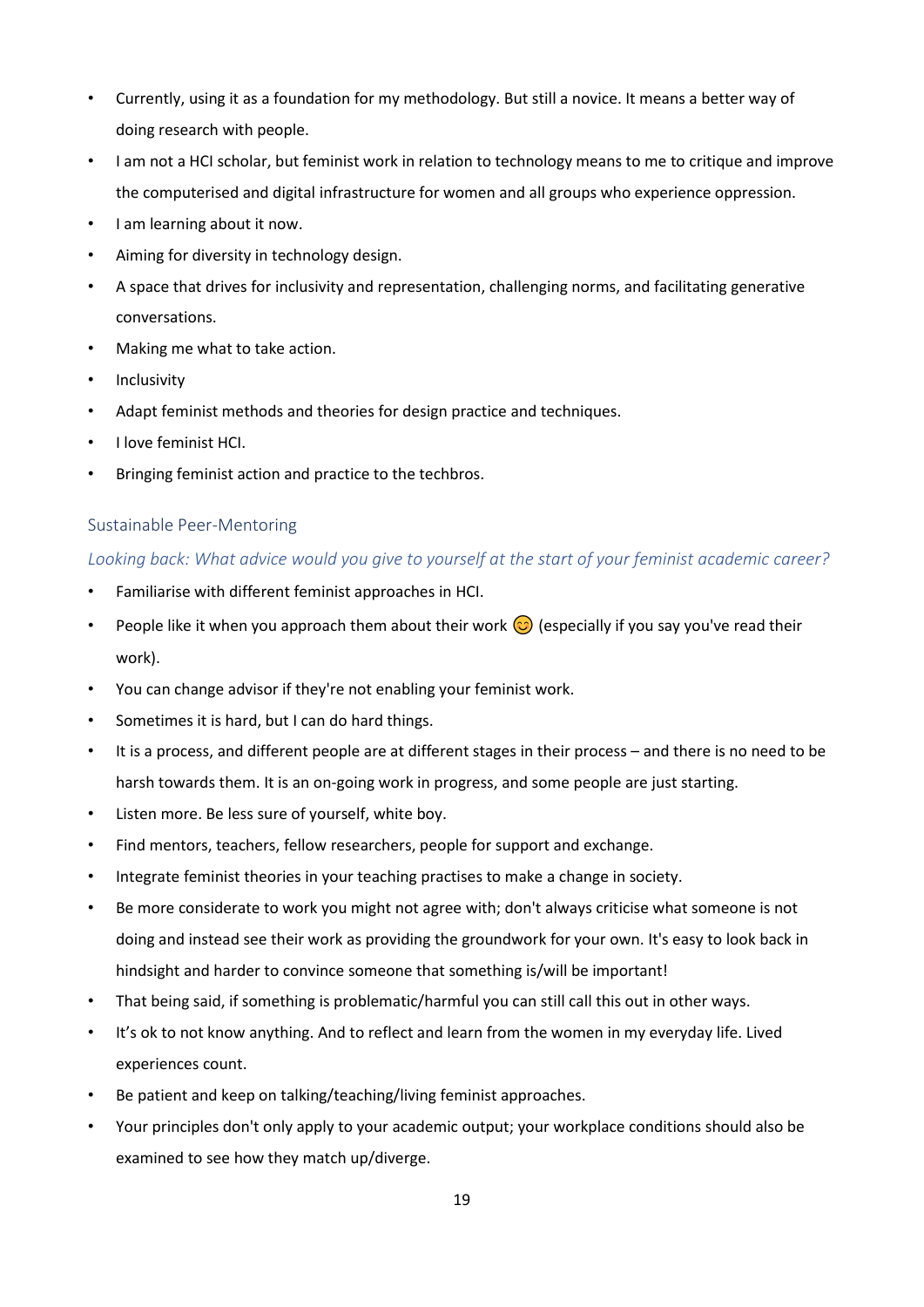- Currently, using it as a foundation for my methodology. But still a novice. It means a better way of doing research with people.
- I am not a HCI scholar, but feminist work in relation to technology means to me to critique and improve the computerised and digital infrastructure for women and all groups who experience oppression.
- I am learning about it now.
- Aiming for diversity in technology design.
- A space that drives for inclusivity and representation, challenging norms, and facilitating generative conversations.
- Making me what to take action.
- Inclusivity
- Adapt feminist methods and theories for design practice and techniques.
- I love feminist HCI.
- Bringing feminist action and practice to the techbros.

## Sustainable Peer-Mentoring

### *Looking back: What advice would you give to yourself at the start of your feminist academic career?*

- Familiarise with different feminist approaches in HCI.
- People like it when you approach them about their work 😊 (especially if you say you've read their work).
- You can change advisor if they're not enabling your feminist work.
- Sometimes it is hard, but I can do hard things.
- It is a process, and different people are at different stages in their process – and there is no need to be harsh towards them. It is an on-going work in progress, and some people are just starting.
- Listen more. Be less sure of yourself, white boy.
- Find mentors, teachers, fellow researchers, people for support and exchange.
- Integrate feminist theories in your teaching practises to make a change in society.
- Be more considerate to work you might not agree with; don't always criticise what someone is not doing and instead see their work as providing the groundwork for your own. It's easy to look back in hindsight and harder to convince someone that something is/will be important!
- That being said, if something is problematic/harmful you can still call this out in other ways.
- It's ok to not know anything. And to reflect and learn from the women in my everyday life. Lived experiences count.
- Be patient and keep on talking/teaching/living feminist approaches.
- Your principles don't only apply to your academic output; your workplace conditions should also be examined to see how they match up/diverge.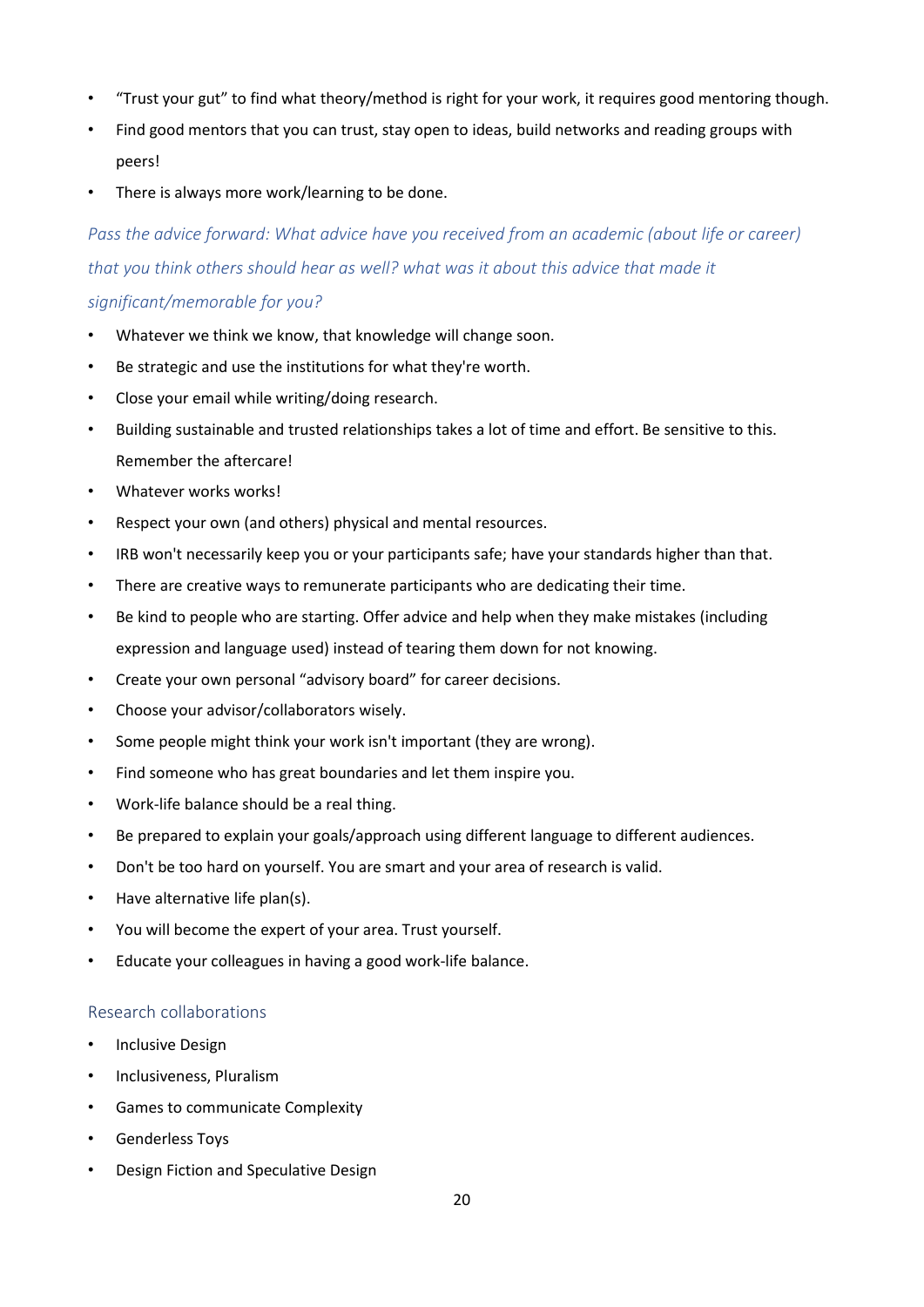- "Trust your gut" to find what theory/method is right for your work, it requires good mentoring though.
- Find good mentors that you can trust, stay open to ideas, build networks and reading groups with peers!
- There is always more work/learning to be done.

*Pass the advice forward: What advice have you received from an academic (about life or career) that you think others should hear as well? what was it about this advice that made it significant/memorable for you?*

- Whatever we think we know, that knowledge will change soon.
- Be strategic and use the institutions for what they're worth.
- Close your email while writing/doing research.
- Building sustainable and trusted relationships takes a lot of time and effort. Be sensitive to this. Remember the aftercare!
- Whatever works works!
- Respect your own (and others) physical and mental resources.
- IRB won't necessarily keep you or your participants safe; have your standards higher than that.
- There are creative ways to remunerate participants who are dedicating their time.
- Be kind to people who are starting. Offer advice and help when they make mistakes (including expression and language used) instead of tearing them down for not knowing.
- Create your own personal "advisory board" for career decisions.
- Choose your advisor/collaborators wisely.
- Some people might think your work isn't important (they are wrong).
- Find someone who has great boundaries and let them inspire you.
- Work-life balance should be a real thing.
- Be prepared to explain your goals/approach using different language to different audiences.
- Don't be too hard on yourself. You are smart and your area of research is valid.
- Have alternative life plan(s).
- You will become the expert of your area. Trust yourself.
- Educate your colleagues in having a good work-life balance.

## Research collaborations

- Inclusive Design
- Inclusiveness, Pluralism
- Games to communicate Complexity
- Genderless Toys
- Design Fiction and Speculative Design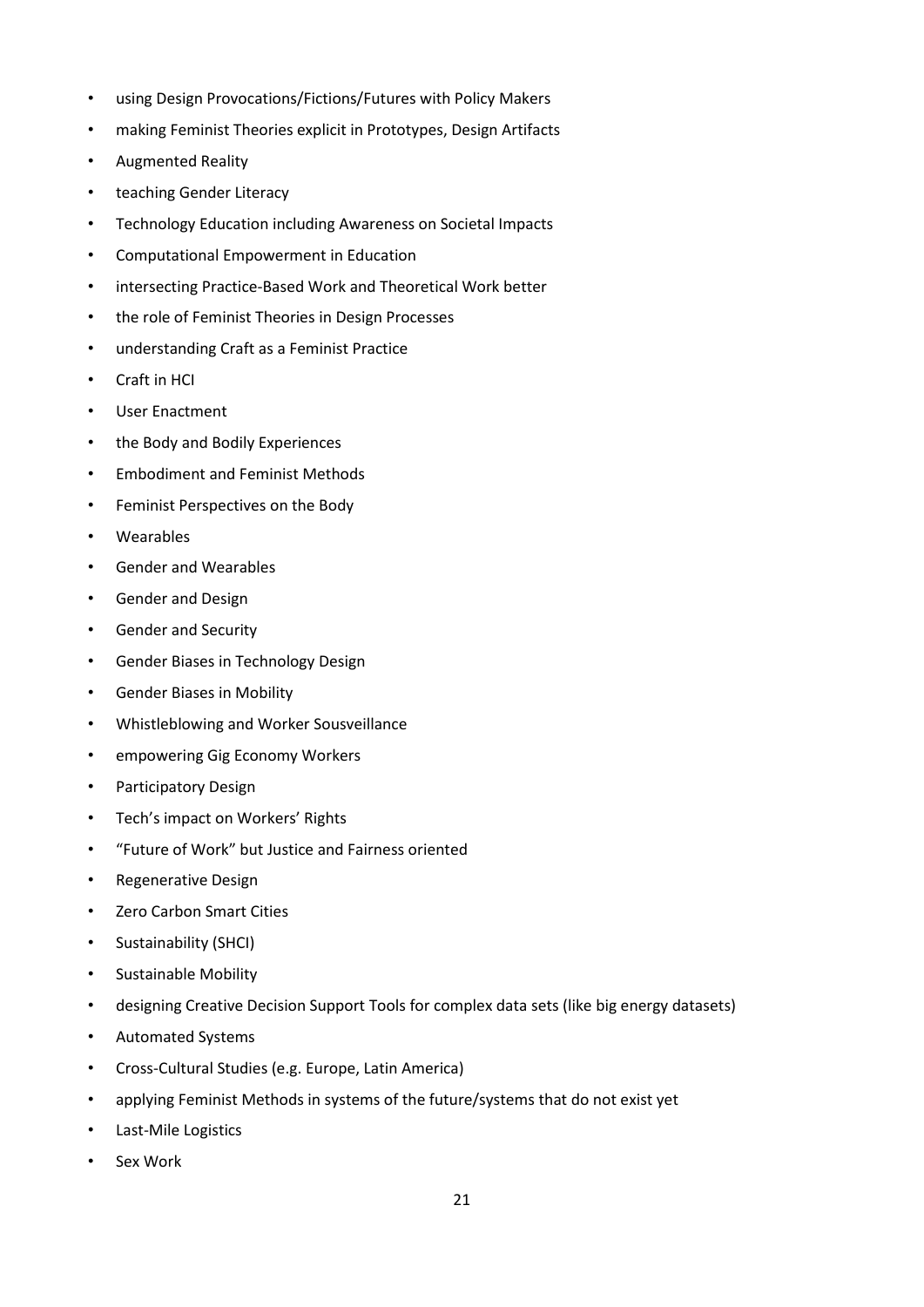- using Design Provocations/Fictions/Futures with Policy Makers
- making Feminist Theories explicit in Prototypes, Design Artifacts
- Augmented Reality
- teaching Gender Literacy
- Technology Education including Awareness on Societal Impacts
- Computational Empowerment in Education
- intersecting Practice-Based Work and Theoretical Work better
- the role of Feminist Theories in Design Processes
- understanding Craft as a Feminist Practice
- Craft in HCI
- User Enactment
- the Body and Bodily Experiences
- Embodiment and Feminist Methods
- Feminist Perspectives on the Body
- Wearables
- Gender and Wearables
- Gender and Design
- Gender and Security
- Gender Biases in Technology Design
- Gender Biases in Mobility
- Whistleblowing and Worker Sousveillance
- empowering Gig Economy Workers
- Participatory Design
- Tech's impact on Workers' Rights
- "Future of Work" but Justice and Fairness oriented
- Regenerative Design
- Zero Carbon Smart Cities
- Sustainability (SHCI)
- Sustainable Mobility
- designing Creative Decision Support Tools for complex data sets (like big energy datasets)
- Automated Systems
- Cross-Cultural Studies (e.g. Europe, Latin America)
- applying Feminist Methods in systems of the future/systems that do not exist yet
- Last-Mile Logistics
- Sex Work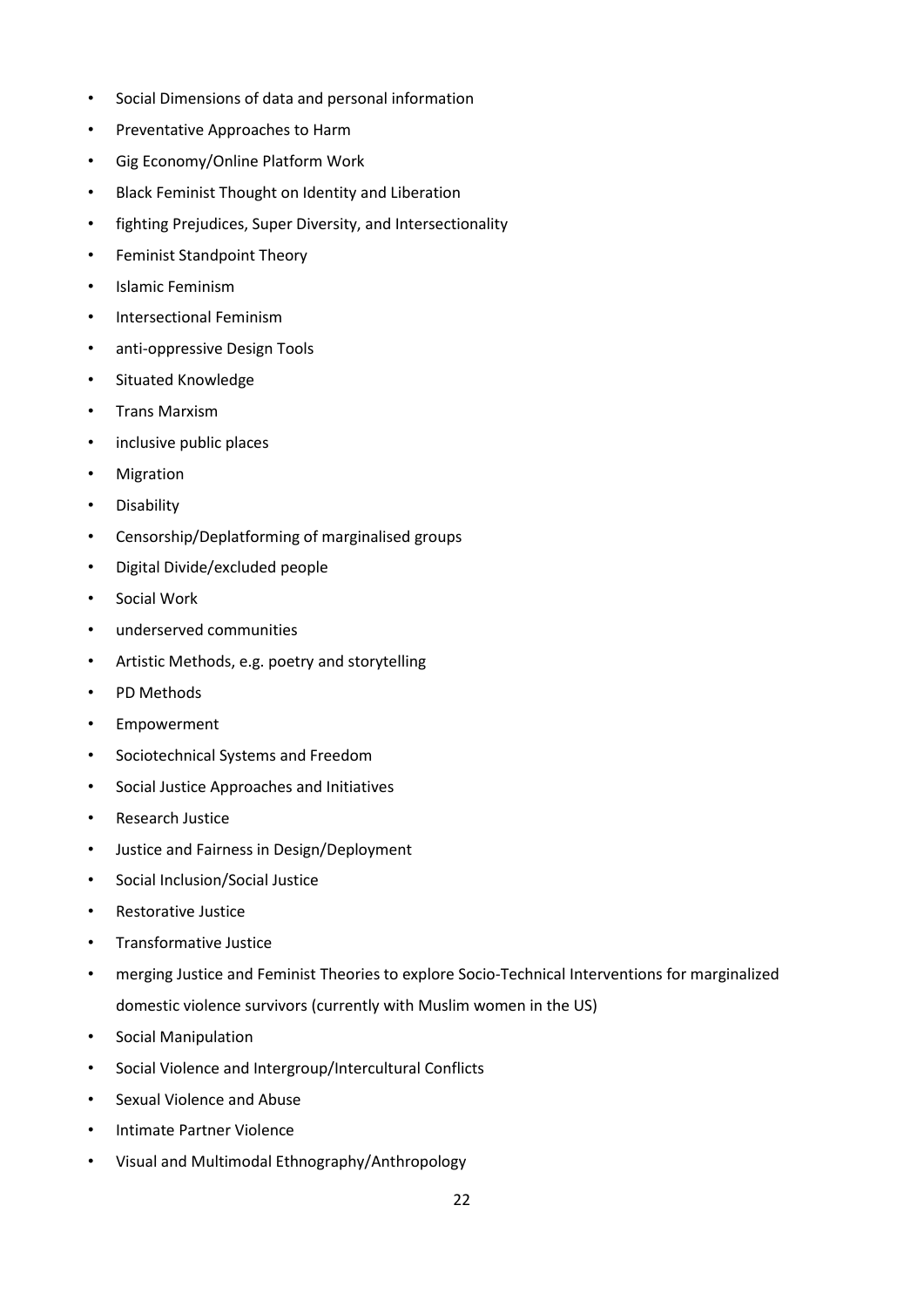- Social Dimensions of data and personal information
- Preventative Approaches to Harm
- Gig Economy/Online Platform Work
- Black Feminist Thought on Identity and Liberation
- fighting Prejudices, Super Diversity, and Intersectionality
- Feminist Standpoint Theory
- Islamic Feminism
- Intersectional Feminism
- anti-oppressive Design Tools
- Situated Knowledge
- Trans Marxism
- inclusive public places
- Migration
- Disability
- Censorship/Deplatforming of marginalised groups
- Digital Divide/excluded people
- Social Work
- underserved communities
- Artistic Methods, e.g. poetry and storytelling
- PD Methods
- Empowerment
- Sociotechnical Systems and Freedom
- Social Justice Approaches and Initiatives
- Research Justice
- Justice and Fairness in Design/Deployment
- Social Inclusion/Social Justice
- Restorative Justice
- Transformative Justice
- merging Justice and Feminist Theories to explore Socio-Technical Interventions for marginalized domestic violence survivors (currently with Muslim women in the US)
- Social Manipulation
- Social Violence and Intergroup/Intercultural Conflicts
- Sexual Violence and Abuse
- Intimate Partner Violence
- Visual and Multimodal Ethnography/Anthropology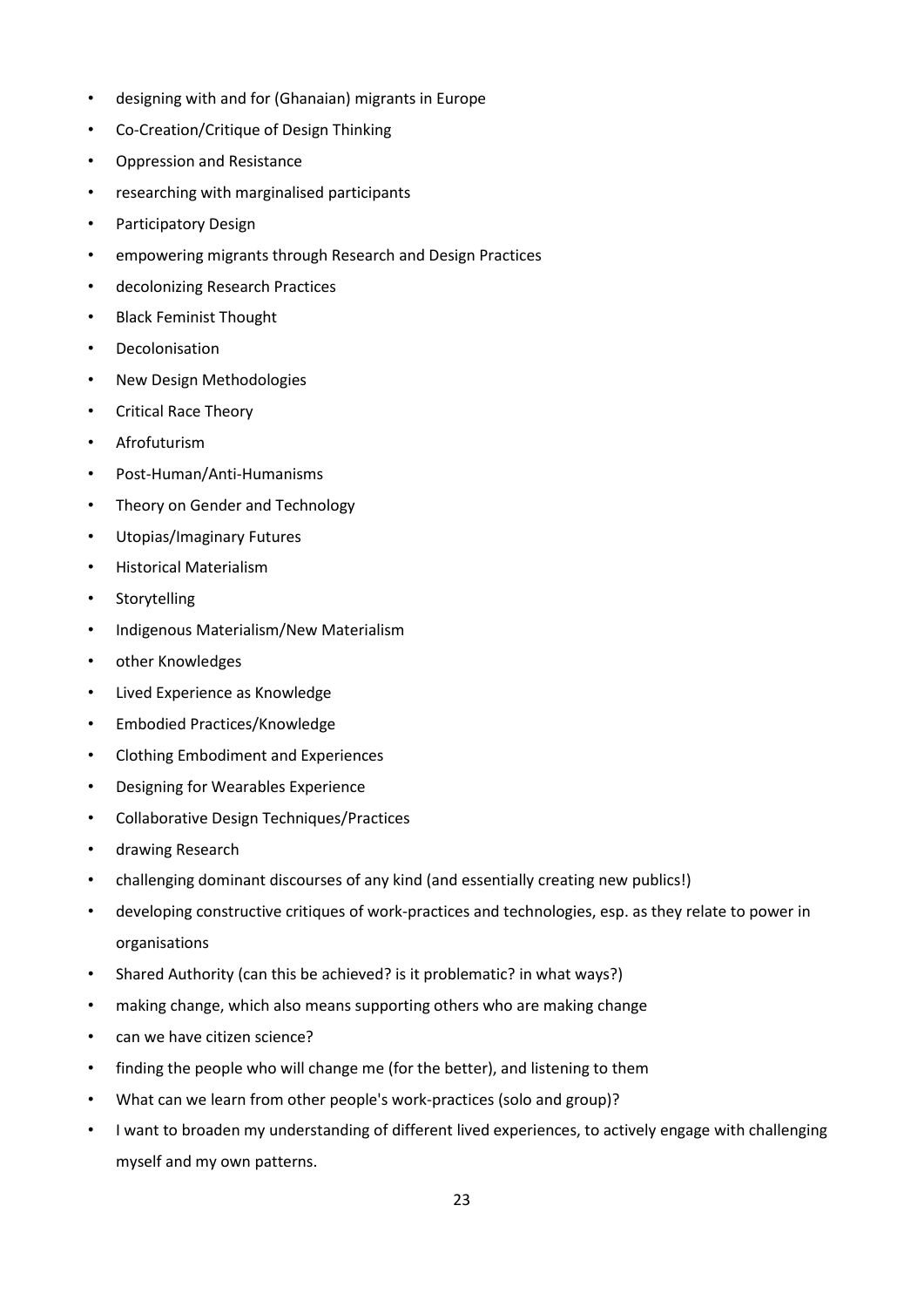- designing with and for (Ghanaian) migrants in Europe
- Co-Creation/Critique of Design Thinking
- Oppression and Resistance
- researching with marginalised participants
- Participatory Design
- empowering migrants through Research and Design Practices
- decolonizing Research Practices
- Black Feminist Thought
- Decolonisation
- New Design Methodologies
- Critical Race Theory
- Afrofuturism
- Post-Human/Anti-Humanisms
- Theory on Gender and Technology
- Utopias/Imaginary Futures
- Historical Materialism
- Storytelling
- Indigenous Materialism/New Materialism
- other Knowledges
- Lived Experience as Knowledge
- Embodied Practices/Knowledge
- Clothing Embodiment and Experiences
- Designing for Wearables Experience
- Collaborative Design Techniques/Practices
- drawing Research
- challenging dominant discourses of any kind (and essentially creating new publics!)
- developing constructive critiques of work-practices and technologies, esp. as they relate to power in organisations
- Shared Authority (can this be achieved? is it problematic? in what ways?)
- making change, which also means supporting others who are making change
- can we have citizen science?
- finding the people who will change me (for the better), and listening to them
- What can we learn from other people's work-practices (solo and group)?
- I want to broaden my understanding of different lived experiences, to actively engage with challenging myself and my own patterns.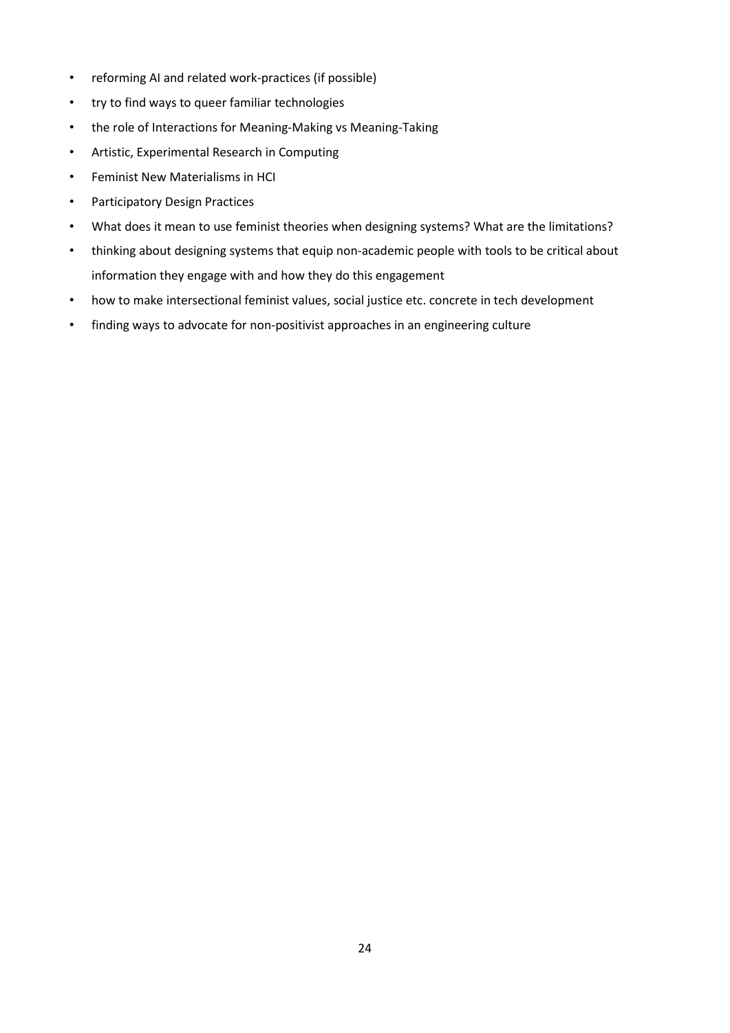- reforming AI and related work-practices (if possible)
- try to find ways to queer familiar technologies
- the role of Interactions for Meaning-Making vs Meaning-Taking
- Artistic, Experimental Research in Computing
- Feminist New Materialisms in HCI
- Participatory Design Practices
- What does it mean to use feminist theories when designing systems? What are the limitations?
- thinking about designing systems that equip non-academic people with tools to be critical about information they engage with and how they do this engagement
- how to make intersectional feminist values, social justice etc. concrete in tech development
- finding ways to advocate for non-positivist approaches in an engineering culture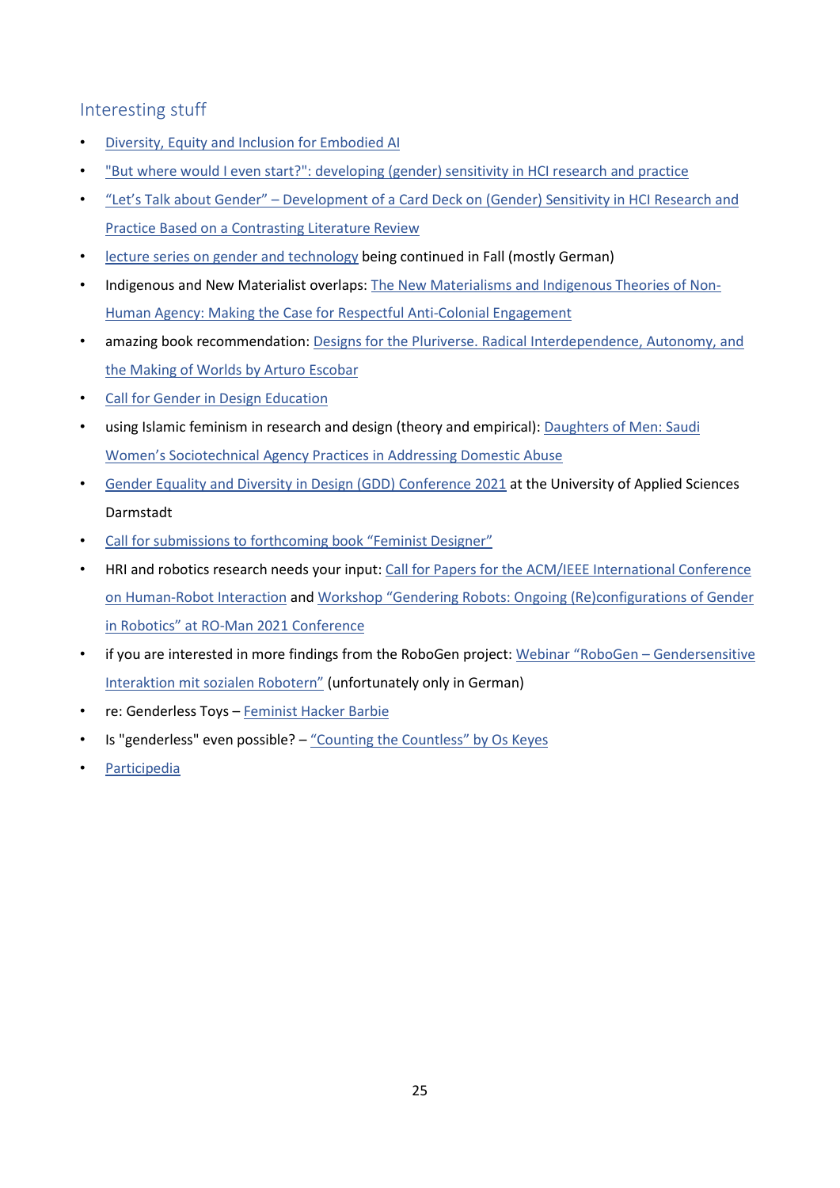## Interesting stuff

- Diversity, Equity and Inclusion for Embodied AI
- "But where would I even start?": developing (gender) sensitivity in HCI research and practice
- "Let's Talk about Gender" – Development of a Card Deck on (Gender) Sensitivity in HCI Research and Practice Based on a Contrasting Literature Review
- lecture series on gender and technology being continued in Fall (mostly German)
- Indigenous and New Materialist overlaps: The New Materialisms and Indigenous Theories of Non-Human Agency: Making the Case for Respectful Anti-Colonial Engagement
- amazing book recommendation: Designs for the Pluriverse. Radical Interdependence, Autonomy, and the Making of Worlds by Arturo Escobar
- Call for Gender in Design Education
- using Islamic feminism in research and design (theory and empirical): Daughters of Men: Saudi Women's Sociotechnical Agency Practices in Addressing Domestic Abuse
- Gender Equality and Diversity in Design (GDD) Conference 2021 at the University of Applied Sciences Darmstadt
- Call for submissions to forthcoming book "Feminist Designer"
- HRI and robotics research needs your input: Call for Papers for the ACM/IEEE International Conference on Human-Robot Interaction and Workshop "Gendering Robots: Ongoing (Re)configurations of Gender in Robotics" at RO-Man 2021 Conference
- if you are interested in more findings from the RoboGen project: Webinar "RoboGen – Gendersensitive Interaktion mit sozialen Robotern" (unfortunately only in German)
- re: Genderless Toys – Feminist Hacker Barbie
- Is "genderless" even possible? – "Counting the Countless" by Os Keyes
- Participedia